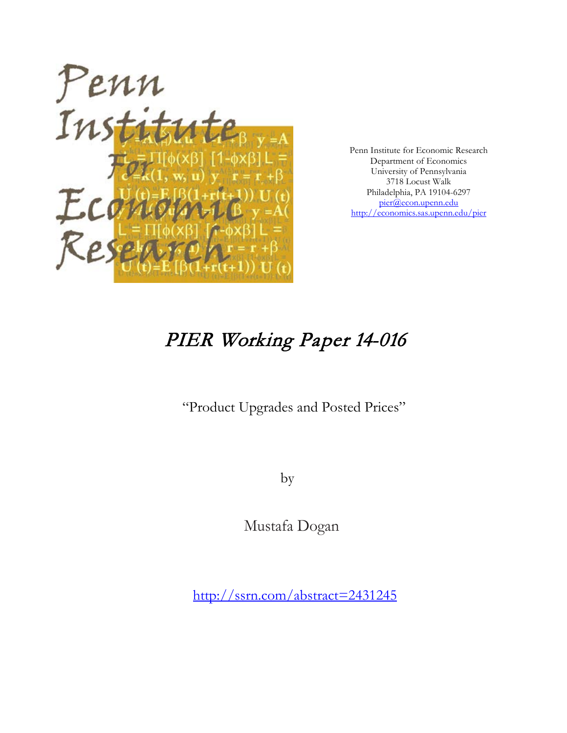Penn Institute for Economic Research
Department of Economics
University of Pennsylvania
3718 Locust Walk
Philadelphia, PA 19104-6297
pier@econ.upenn.edu
http://economics.sas.upenn.edu/pier

# PIER Working Paper 14-016

"Product Upgrades and Posted Prices"

by

Mustafa Dogan

http://ssrn.com/abstract=2431245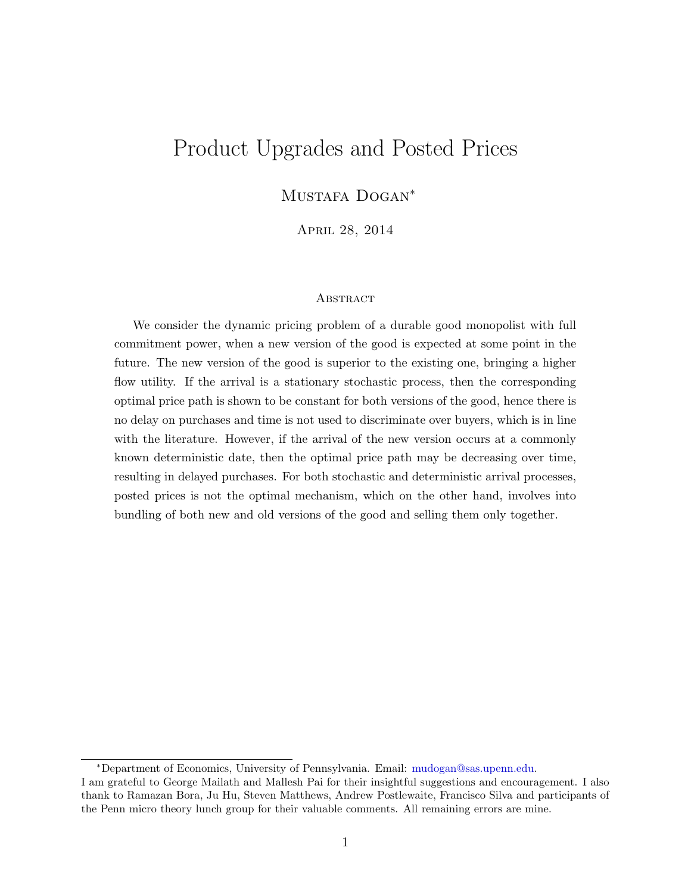# Product Upgrades and Posted Prices

Mustafa Dogan*

April 28, 2014

## Abstract

We consider the dynamic pricing problem of a durable good monopolist with full commitment power, when a new version of the good is expected at some point in the future. The new version of the good is superior to the existing one, bringing a higher flow utility. If the arrival is a stationary stochastic process, then the corresponding optimal price path is shown to be constant for both versions of the good, hence there is no delay on purchases and time is not used to discriminate over buyers, which is in line with the literature. However, if the arrival of the new version occurs at a commonly known deterministic date, then the optimal price path may be decreasing over time, resulting in delayed purchases. For both stochastic and deterministic arrival processes, posted prices is not the optimal mechanism, which on the other hand, involves into bundling of both new and old versions of the good and selling them only together.

---

*Department of Economics, University of Pennsylvania. Email: mudogan@sas.upenn.edu.
I am grateful to George Mailath and Mallesh Pai for their insightful suggestions and encouragement. I also thank to Ramazan Bora, Ju Hu, Steven Matthews, Andrew Postlewaite, Francisco Silva and participants of the Penn micro theory lunch group for their valuable comments. All remaining errors are mine.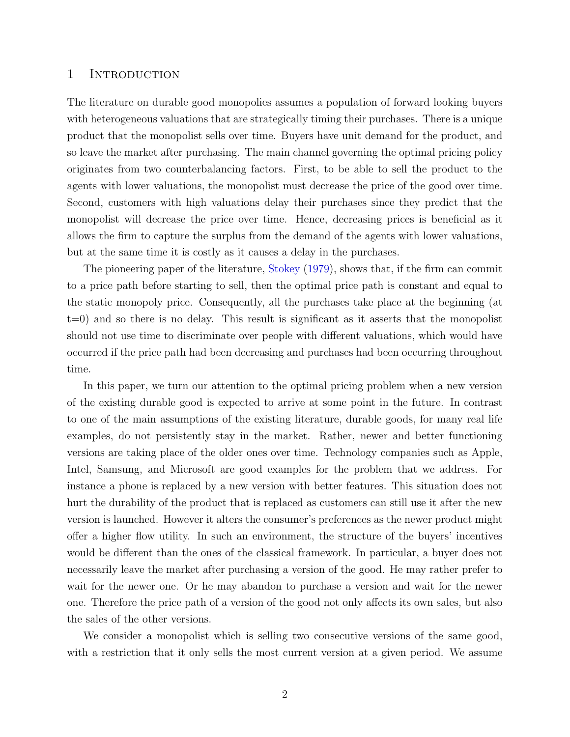# 1 Introduction

The literature on durable good monopolies assumes a population of forward looking buyers with heterogeneous valuations that are strategically timing their purchases. There is a unique product that the monopolist sells over time. Buyers have unit demand for the product, and so leave the market after purchasing. The main channel governing the optimal pricing policy originates from two counterbalancing factors. First, to be able to sell the product to the agents with lower valuations, the monopolist must decrease the price of the good over time. Second, customers with high valuations delay their purchases since they predict that the monopolist will decrease the price over time. Hence, decreasing prices is beneficial as it allows the firm to capture the surplus from the demand of the agents with lower valuations, but at the same time it is costly as it causes a delay in the purchases.

The pioneering paper of the literature, Stokey (1979), shows that, if the firm can commit to a price path before starting to sell, then the optimal price path is constant and equal to the static monopoly price. Consequently, all the purchases take place at the beginning (at t=0) and so there is no delay. This result is significant as it asserts that the monopolist should not use time to discriminate over people with different valuations, which would have occurred if the price path had been decreasing and purchases had been occurring throughout time.

In this paper, we turn our attention to the optimal pricing problem when a new version of the existing durable good is expected to arrive at some point in the future. In contrast to one of the main assumptions of the existing literature, durable goods, for many real life examples, do not persistently stay in the market. Rather, newer and better functioning versions are taking place of the older ones over time. Technology companies such as Apple, Intel, Samsung, and Microsoft are good examples for the problem that we address. For instance a phone is replaced by a new version with better features. This situation does not hurt the durability of the product that is replaced as customers can still use it after the new version is launched. However it alters the consumer's preferences as the newer product might offer a higher flow utility. In such an environment, the structure of the buyers' incentives would be different than the ones of the classical framework. In particular, a buyer does not necessarily leave the market after purchasing a version of the good. He may rather prefer to wait for the newer one. Or he may abandon to purchase a version and wait for the newer one. Therefore the price path of a version of the good not only affects its own sales, but also the sales of the other versions.

We consider a monopolist which is selling two consecutive versions of the same good, with a restriction that it only sells the most current version at a given period. We assume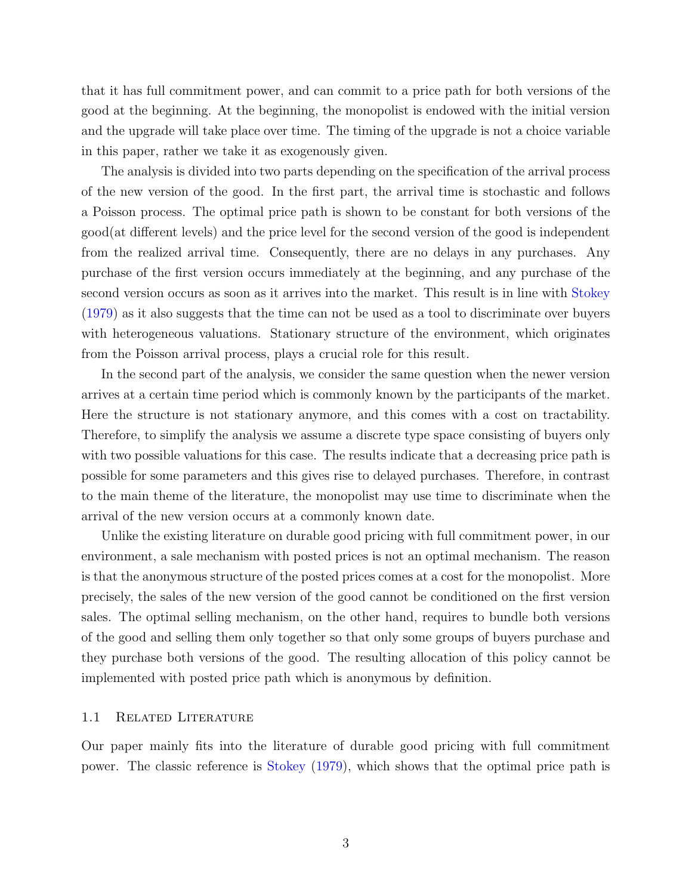that it has full commitment power, and can commit to a price path for both versions of the good at the beginning. At the beginning, the monopolist is endowed with the initial version and the upgrade will take place over time. The timing of the upgrade is not a choice variable in this paper, rather we take it as exogenously given.

The analysis is divided into two parts depending on the specification of the arrival process of the new version of the good. In the first part, the arrival time is stochastic and follows a Poisson process. The optimal price path is shown to be constant for both versions of the good(at different levels) and the price level for the second version of the good is independent from the realized arrival time. Consequently, there are no delays in any purchases. Any purchase of the first version occurs immediately at the beginning, and any purchase of the second version occurs as soon as it arrives into the market. This result is in line with Stokey (1979) as it also suggests that the time can not be used as a tool to discriminate over buyers with heterogeneous valuations. Stationary structure of the environment, which originates from the Poisson arrival process, plays a crucial role for this result.

In the second part of the analysis, we consider the same question when the newer version arrives at a certain time period which is commonly known by the participants of the market. Here the structure is not stationary anymore, and this comes with a cost on tractability. Therefore, to simplify the analysis we assume a discrete type space consisting of buyers only with two possible valuations for this case. The results indicate that a decreasing price path is possible for some parameters and this gives rise to delayed purchases. Therefore, in contrast to the main theme of the literature, the monopolist may use time to discriminate when the arrival of the new version occurs at a commonly known date.

Unlike the existing literature on durable good pricing with full commitment power, in our environment, a sale mechanism with posted prices is not an optimal mechanism. The reason is that the anonymous structure of the posted prices comes at a cost for the monopolist. More precisely, the sales of the new version of the good cannot be conditioned on the first version sales. The optimal selling mechanism, on the other hand, requires to bundle both versions of the good and selling them only together so that only some groups of buyers purchase and they purchase both versions of the good. The resulting allocation of this policy cannot be implemented with posted price path which is anonymous by definition.

### 1.1 Related Literature

Our paper mainly fits into the literature of durable good pricing with full commitment power. The classic reference is Stokey (1979), which shows that the optimal price path is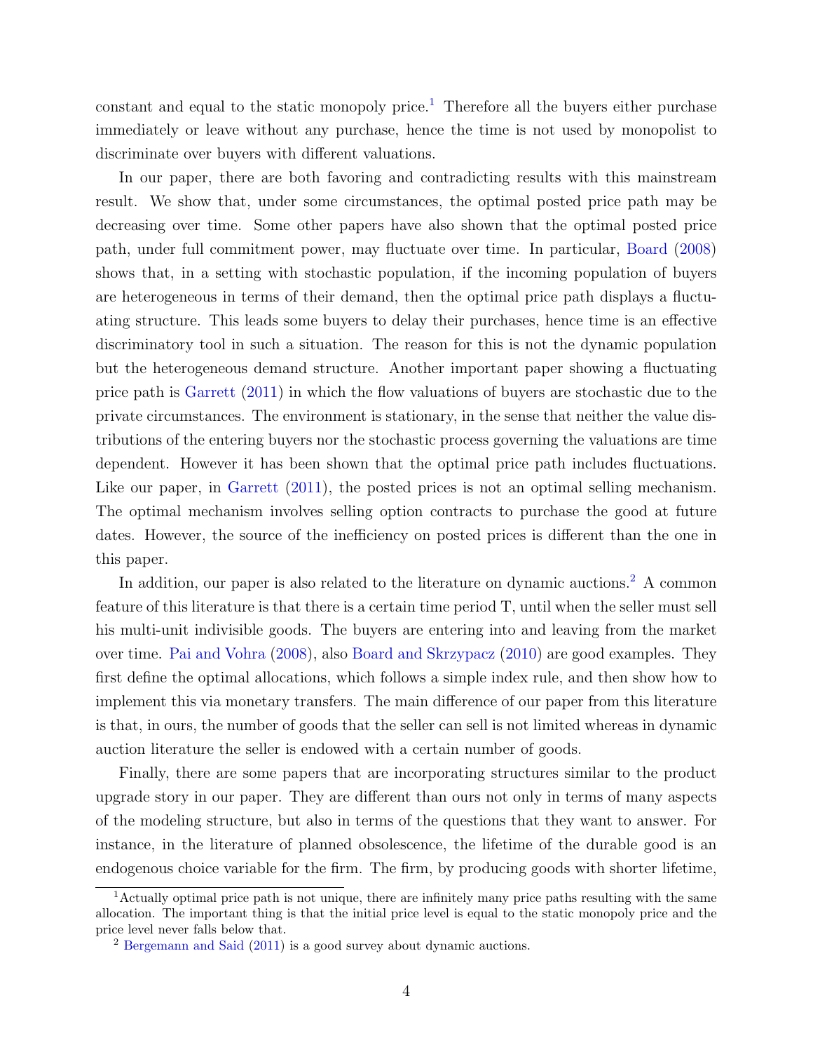constant and equal to the static monopoly price.[1] Therefore all the buyers either purchase immediately or leave without any purchase, hence the time is not used by monopolist to discriminate over buyers with different valuations.

In our paper, there are both favoring and contradicting results with this mainstream result. We show that, under some circumstances, the optimal posted price path may be decreasing over time. Some other papers have also shown that the optimal posted price path, under full commitment power, may fluctuate over time. In particular, Board (2008) shows that, in a setting with stochastic population, if the incoming population of buyers are heterogeneous in terms of their demand, then the optimal price path displays a fluctuating structure. This leads some buyers to delay their purchases, hence time is an effective discriminatory tool in such a situation. The reason for this is not the dynamic population but the heterogeneous demand structure. Another important paper showing a fluctuating price path is Garrett (2011) in which the flow valuations of buyers are stochastic due to the private circumstances. The environment is stationary, in the sense that neither the value distributions of the entering buyers nor the stochastic process governing the valuations are time dependent. However it has been shown that the optimal price path includes fluctuations. Like our paper, in Garrett (2011), the posted prices is not an optimal selling mechanism. The optimal mechanism involves selling option contracts to purchase the good at future dates. However, the source of the inefficiency on posted prices is different than the one in this paper.

In addition, our paper is also related to the literature on dynamic auctions.[2] A common feature of this literature is that there is a certain time period T, until when the seller must sell his multi-unit indivisible goods. The buyers are entering into and leaving from the market over time. Pai and Vohra (2008), also Board and Skrzypacz (2010) are good examples. They first define the optimal allocations, which follows a simple index rule, and then show how to implement this via monetary transfers. The main difference of our paper from this literature is that, in ours, the number of goods that the seller can sell is not limited whereas in dynamic auction literature the seller is endowed with a certain number of goods.

Finally, there are some papers that are incorporating structures similar to the product upgrade story in our paper. They are different than ours not only in terms of many aspects of the modeling structure, but also in terms of the questions that they want to answer. For instance, in the literature of planned obsolescence, the lifetime of the durable good is an endogenous choice variable for the firm. The firm, by producing goods with shorter lifetime,

[1] Actually optimal price path is not unique, there are infinitely many price paths resulting with the same allocation. The important thing is that the initial price level is equal to the static monopoly price and the price level never falls below that.

[2] Bergemann and Said (2011) is a good survey about dynamic auctions.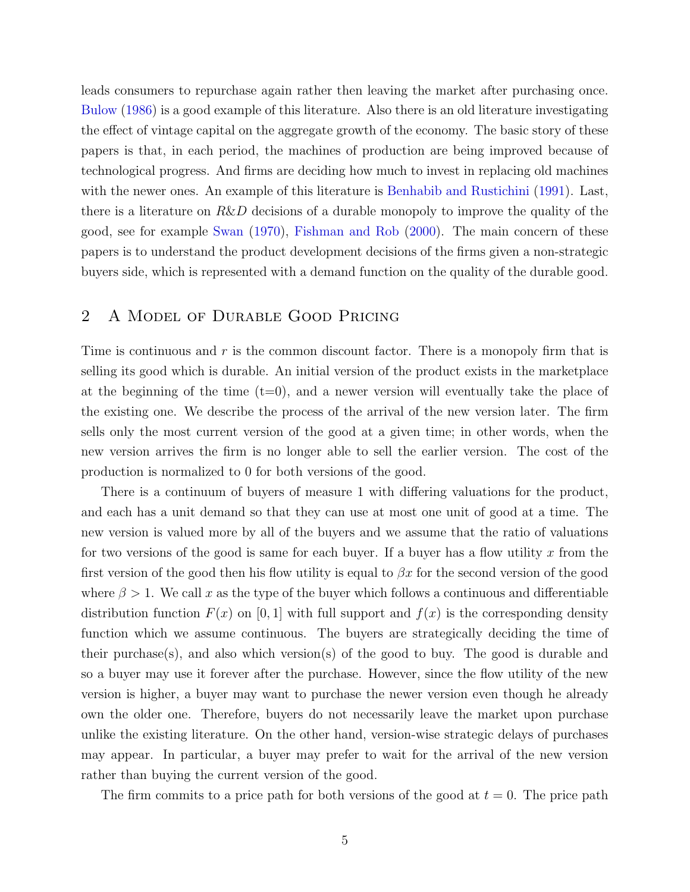leads consumers to repurchase again rather then leaving the market after purchasing once. Bulow (1986) is a good example of this literature. Also there is an old literature investigating the effect of vintage capital on the aggregate growth of the economy. The basic story of these papers is that, in each period, the machines of production are being improved because of technological progress. And firms are deciding how much to invest in replacing old machines with the newer ones. An example of this literature is Benhabib and Rustichini (1991). Last, there is a literature on $R\&D$ decisions of a durable monopoly to improve the quality of the good, see for example Swan (1970), Fishman and Rob (2000). The main concern of these papers is to understand the product development decisions of the firms given a non-strategic buyers side, which is represented with a demand function on the quality of the durable good.

## 2 A Model of Durable Good Pricing

Time is continuous and $r$ is the common discount factor. There is a monopoly firm that is selling its good which is durable. An initial version of the product exists in the marketplace at the beginning of the time (t=0), and a newer version will eventually take the place of the existing one. We describe the process of the arrival of the new version later. The firm sells only the most current version of the good at a given time; in other words, when the new version arrives the firm is no longer able to sell the earlier version. The cost of the production is normalized to 0 for both versions of the good.

There is a continuum of buyers of measure 1 with differing valuations for the product, and each has a unit demand so that they can use at most one unit of good at a time. The new version is valued more by all of the buyers and we assume that the ratio of valuations for two versions of the good is same for each buyer. If a buyer has a flow utility $x$ from the first version of the good then his flow utility is equal to $\beta x$ for the second version of the good where $\beta > 1$. We call $x$ as the type of the buyer which follows a continuous and differentiable distribution function $F(x)$ on $[0, 1]$ with full support and $f(x)$ is the corresponding density function which we assume continuous. The buyers are strategically deciding the time of their purchase(s), and also which version(s) of the good to buy. The good is durable and so a buyer may use it forever after the purchase. However, since the flow utility of the new version is higher, a buyer may want to purchase the newer version even though he already own the older one. Therefore, buyers do not necessarily leave the market upon purchase unlike the existing literature. On the other hand, version-wise strategic delays of purchases may appear. In particular, a buyer may prefer to wait for the arrival of the new version rather than buying the current version of the good.

The firm commits to a price path for both versions of the good at $t = 0$. The price path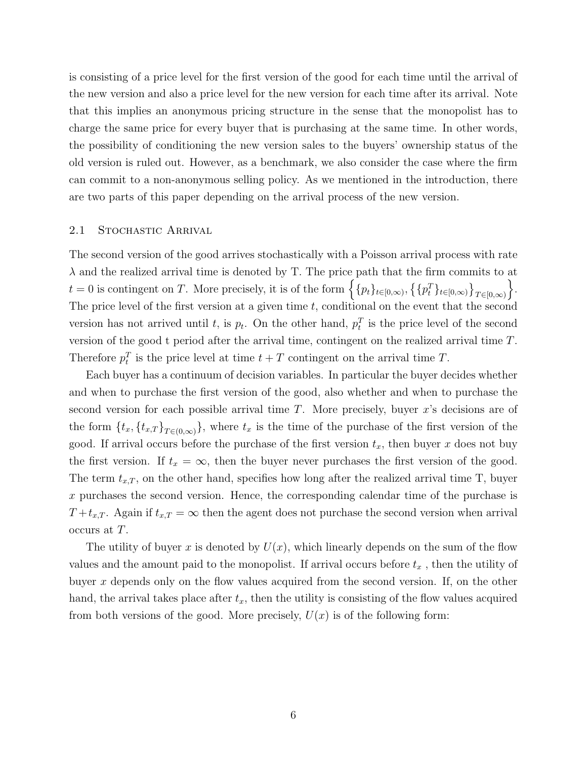is consisting of a price level for the first version of the good for each time until the arrival of the new version and also a price level for the new version for each time after its arrival. Note that this implies an anonymous pricing structure in the sense that the monopolist has to charge the same price for every buyer that is purchasing at the same time. In other words, the possibility of conditioning the new version sales to the buyers' ownership status of the old version is ruled out. However, as a benchmark, we also consider the case where the firm can commit to a non-anonymous selling policy. As we mentioned in the introduction, there are two parts of this paper depending on the arrival process of the new version.

## 2.1 Stochastic Arrival

The second version of the good arrives stochastically with a Poisson arrival process with rate $\lambda$ and the realized arrival time is denoted by T. The price path that the firm commits to at $t = 0$ is contingent on $T$. More precisely, it is of the form $\left\{\{p_t\}_{t\in[0,\infty)}, \left\{\{p_t^T\}_{t\in[0,\infty)}\right\}_{T\in[0,\infty)}\right\}$. The price level of the first version at a given time $t$, conditional on the event that the second version has not arrived until $t$, is $p_t$. On the other hand, $p_t^T$ is the price level of the second version of the good t period after the arrival time, contingent on the realized arrival time $T$. Therefore $p_t^T$ is the price level at time $t + T$ contingent on the arrival time $T$.

Each buyer has a continuum of decision variables. In particular the buyer decides whether and when to purchase the first version of the good, also whether and when to purchase the second version for each possible arrival time $T$. More precisely, buyer $x$'s decisions are of the form $\{t_x, \{t_{x,T}\}_{T\in(0,\infty)}\}$, where $t_x$ is the time of the purchase of the first version of the good. If arrival occurs before the purchase of the first version $t_x$, then buyer $x$ does not buy the first version. If $t_x = \infty$, then the buyer never purchases the first version of the good. The term $t_{x,T}$, on the other hand, specifies how long after the realized arrival time T, buyer $x$ purchases the second version. Hence, the corresponding calendar time of the purchase is $T + t_{x,T}$. Again if $t_{x,T} = \infty$ then the agent does not purchase the second version when arrival occurs at $T$.

The utility of buyer $x$ is denoted by $U(x)$, which linearly depends on the sum of the flow values and the amount paid to the monopolist. If arrival occurs before $t_x$ , then the utility of buyer $x$ depends only on the flow values acquired from the second version. If, on the other hand, the arrival takes place after $t_x$, then the utility is consisting of the flow values acquired from both versions of the good. More precisely, $U(x)$ is of the following form: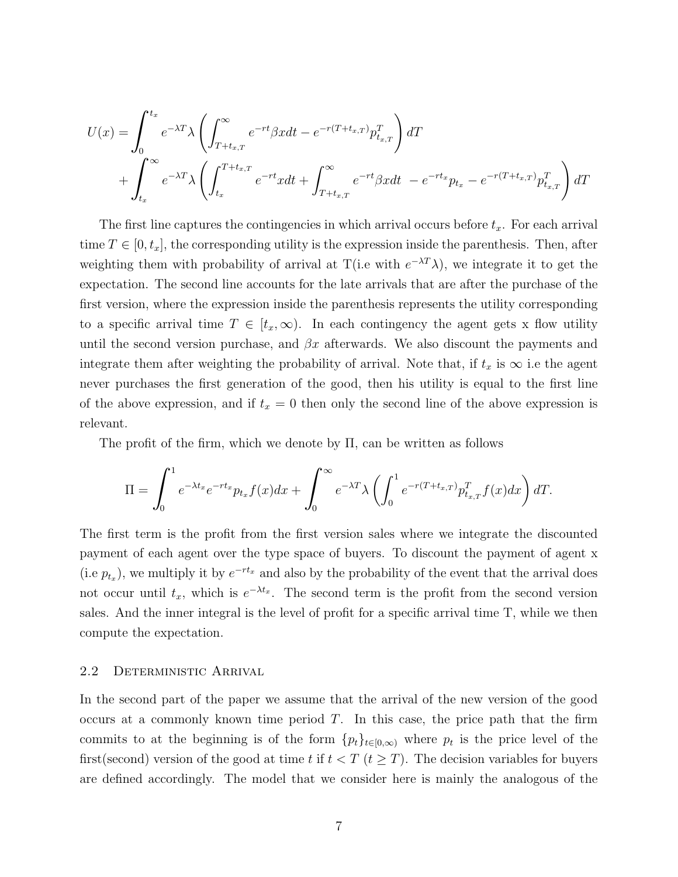$$
\begin{aligned}
U(x) = &\int_0^{t_x} e^{-\lambda T} \lambda \left( \int_{T+t_{x,T}}^{\infty} e^{-rt} \beta x dt - e^{-r(T+t_{x,T})} p_{t_{x,T}}^T \right) dT \\
&+ \int_{t_x}^{\infty} e^{-\lambda T} \lambda \left( \int_{t_x}^{T+t_{x,T}} e^{-rt} x dt + \int_{T+t_{x,T}}^{\infty} e^{-rt} \beta x dt \; - e^{-rt_x} p_{t_x} - e^{-r(T+t_{x,T})} p_{t_{x,T}}^T \right) dT
\end{aligned}
$$

The first line captures the contingencies in which arrival occurs before $t_x$. For each arrival time $T \in [0, t_x]$, the corresponding utility is the expression inside the parenthesis. Then, after weighting them with probability of arrival at T(i.e with $e^{-\lambda T}\lambda$), we integrate it to get the expectation. The second line accounts for the late arrivals that are after the purchase of the first version, where the expression inside the parenthesis represents the utility corresponding to a specific arrival time $T \in [t_x, \infty)$. In each contingency the agent gets x flow utility until the second version purchase, and $\beta x$ afterwards. We also discount the payments and integrate them after weighting the probability of arrival. Note that, if $t_x$ is $\infty$ i.e the agent never purchases the first generation of the good, then his utility is equal to the first line of the above expression, and if $t_x = 0$ then only the second line of the above expression is relevant.

The profit of the firm, which we denote by $\Pi$, can be written as follows

$$
\Pi = \int_0^1 e^{-\lambda t_x} e^{-rt_x} p_{t_x} f(x) dx + \int_0^{\infty} e^{-\lambda T} \lambda \left( \int_0^1 e^{-r(T+t_{x,T})} p_{t_{x,T}}^T f(x) dx \right) dT.
$$

The first term is the profit from the first version sales where we integrate the discounted payment of each agent over the type space of buyers. To discount the payment of agent x (i.e $p_{t_x}$), we multiply it by $e^{-rt_x}$ and also by the probability of the event that the arrival does not occur until $t_x$, which is $e^{-\lambda t_x}$. The second term is the profit from the second version sales. And the inner integral is the level of profit for a specific arrival time T, while we then compute the expectation.

### 2.2 Deterministic Arrival

In the second part of the paper we assume that the arrival of the new version of the good occurs at a commonly known time period $T$. In this case, the price path that the firm commits to at the beginning is of the form $\{p_t\}_{t \in [0,\infty)}$ where $p_t$ is the price level of the first(second) version of the good at time $t$ if $t < T$ ($t \geq T$). The decision variables for buyers are defined accordingly. The model that we consider here is mainly the analogous of the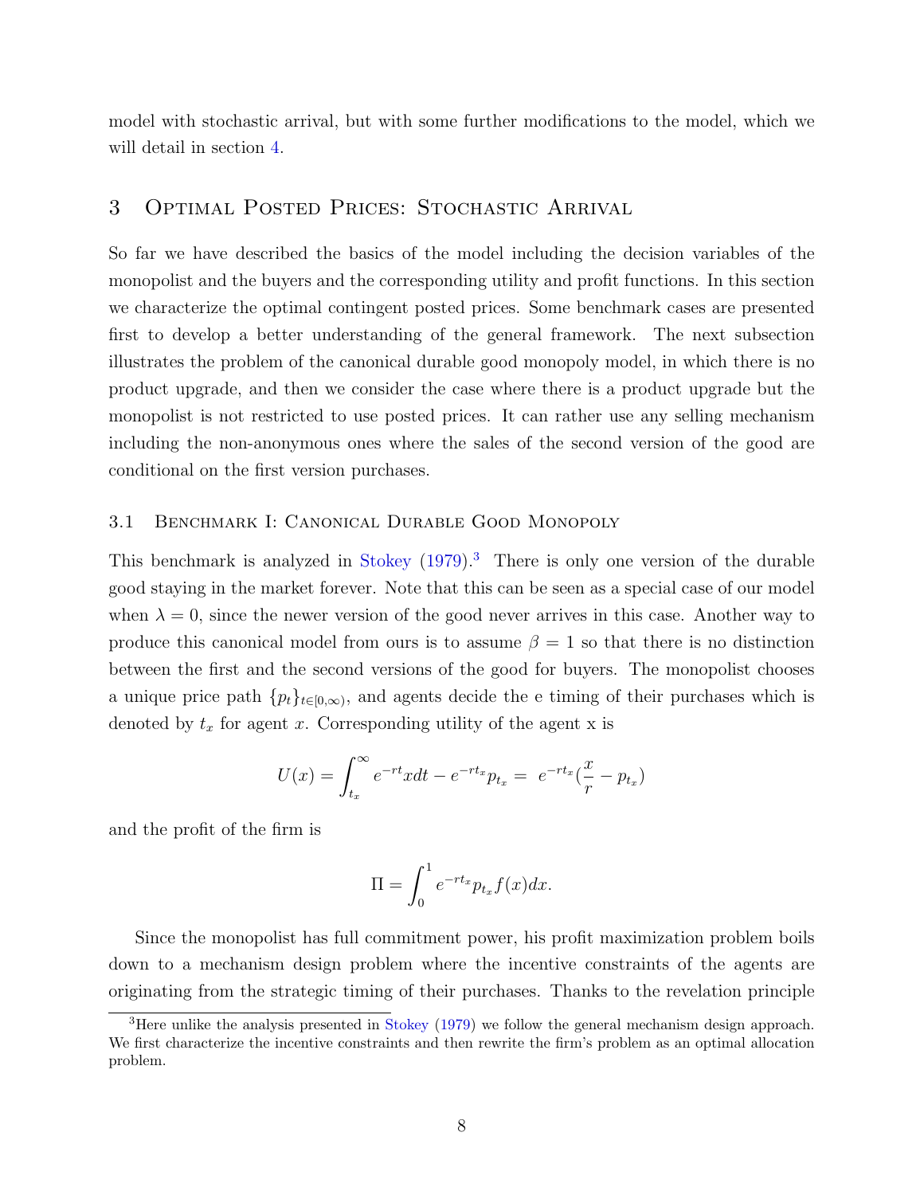model with stochastic arrival, but with some further modifications to the model, which we will detail in section 4.

## 3 Optimal Posted Prices: Stochastic Arrival

So far we have described the basics of the model including the decision variables of the monopolist and the buyers and the corresponding utility and profit functions. In this section we characterize the optimal contingent posted prices. Some benchmark cases are presented first to develop a better understanding of the general framework. The next subsection illustrates the problem of the canonical durable good monopoly model, in which there is no product upgrade, and then we consider the case where there is a product upgrade but the monopolist is not restricted to use posted prices. It can rather use any selling mechanism including the non-anonymous ones where the sales of the second version of the good are conditional on the first version purchases.

### 3.1 Benchmark I: Canonical Durable Good Monopoly

This benchmark is analyzed in Stokey (1979).[3] There is only one version of the durable good staying in the market forever. Note that this can be seen as a special case of our model when $\lambda = 0$, since the newer version of the good never arrives in this case. Another way to produce this canonical model from ours is to assume $\beta = 1$ so that there is no distinction between the first and the second versions of the good for buyers. The monopolist chooses a unique price path $\{p_t\}_{t\in[0,\infty)}$, and agents decide the e timing of their purchases which is denoted by $t_x$ for agent $x$. Corresponding utility of the agent x is

$$U(x) = \int_{t_x}^{\infty} e^{-rt} x dt - e^{-rt_x} p_{t_x} = \; e^{-rt_x}(\frac{x}{r} - p_{t_x})$$

and the profit of the firm is

$$\Pi = \int_0^1 e^{-rt_x} p_{t_x} f(x) dx.$$

Since the monopolist has full commitment power, his profit maximization problem boils down to a mechanism design problem where the incentive constraints of the agents are originating from the strategic timing of their purchases. Thanks to the revelation principle

[3] Here unlike the analysis presented in Stokey (1979) we follow the general mechanism design approach. We first characterize the incentive constraints and then rewrite the firm's problem as an optimal allocation problem.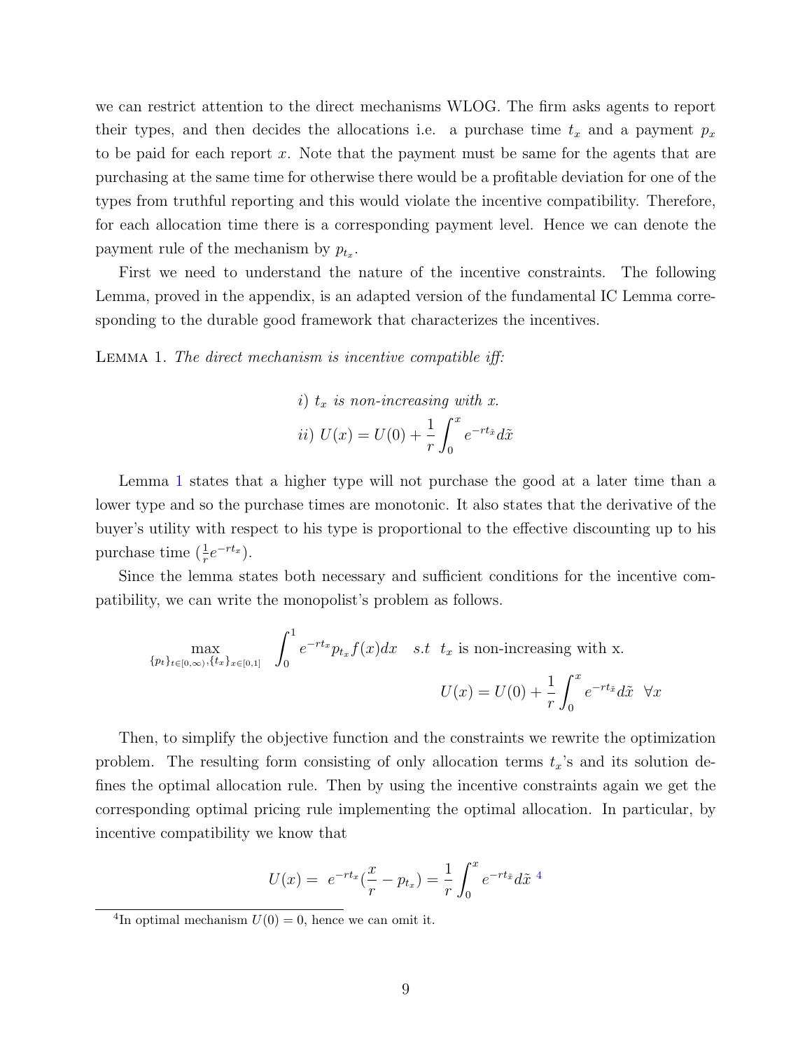we can restrict attention to the direct mechanisms WLOG. The firm asks agents to report their types, and then decides the allocations i.e. a purchase time $t_x$ and a payment $p_x$ to be paid for each report $x$. Note that the payment must be same for the agents that are purchasing at the same time for otherwise there would be a profitable deviation for one of the types from truthful reporting and this would violate the incentive compatibility. Therefore, for each allocation time there is a corresponding payment level. Hence we can denote the payment rule of the mechanism by $p_{t_x}$.

First we need to understand the nature of the incentive constraints. The following Lemma, proved in the appendix, is an adapted version of the fundamental IC Lemma corresponding to the durable good framework that characterizes the incentives.

Lemma 1. *The direct mechanism is incentive compatible iff:*

$$i)\ t_x \text{ is non-increasing with } x.$$

$$ii)\ U(x) = U(0) + \frac{1}{r}\int_0^x e^{-rt_{\tilde{x}}} d\tilde{x}$$

Lemma 1 states that a higher type will not purchase the good at a later time than a lower type and so the purchase times are monotonic. It also states that the derivative of the buyer's utility with respect to his type is proportional to the effective discounting up to his purchase time ($\frac{1}{r}e^{-rt_x}$).

Since the lemma states both necessary and sufficient conditions for the incentive compatibility, we can write the monopolist's problem as follows.

$$\max_{\{p_t\}_{t\in[0,\infty)},\{t_x\}_{x\in[0,1]}} \int_0^1 e^{-rt_x} p_{t_x} f(x)dx \quad s.t\ \ t_x \text{ is non-increasing with x.}$$

$$U(x) = U(0) + \frac{1}{r}\int_0^x e^{-rt_{\tilde{x}}} d\tilde{x}\ \ \forall x$$

Then, to simplify the objective function and the constraints we rewrite the optimization problem. The resulting form consisting of only allocation terms $t_x$'s and its solution defines the optimal allocation rule. Then by using the incentive constraints again we get the corresponding optimal pricing rule implementing the optimal allocation. In particular, by incentive compatibility we know that

$$U(x) = e^{-rt_x}\left(\frac{x}{r} - p_{t_x}\right) = \frac{1}{r}\int_0^x e^{-rt_{\tilde{x}}} d\tilde{x} \text{ [4]}$$

[4] In optimal mechanism $U(0) = 0$, hence we can omit it.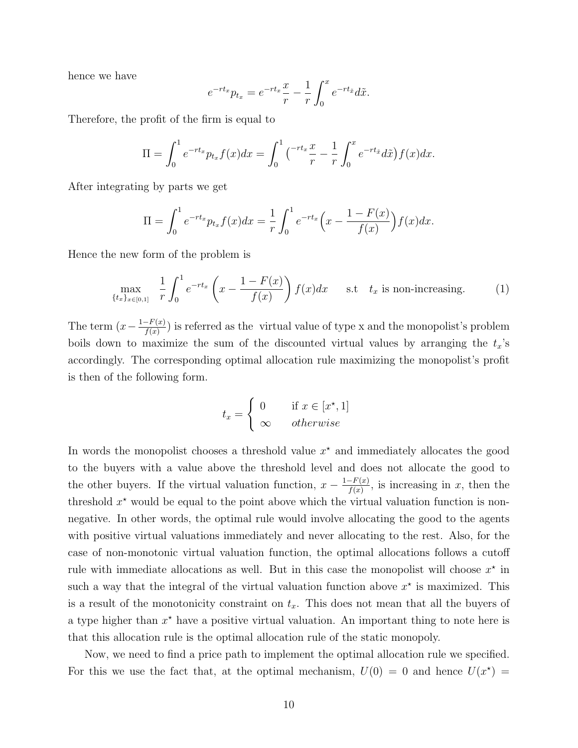hence we have

$$e^{-rt_x}p_{t_x} = e^{-rt_x}\frac{x}{r} - \frac{1}{r}\int_0^x e^{-rt_{\tilde{x}}}d\tilde{x}.$$

Therefore, the profit of the firm is equal to

$$\Pi = \int_0^1 e^{-rt_x}p_{t_x}f(x)dx = \int_0^1 \big(^{-rt_x}\frac{x}{r} - \frac{1}{r}\int_0^x e^{-rt_{\tilde{x}}}d\tilde{x}\big)f(x)dx.$$

After integrating by parts we get

$$\Pi = \int_0^1 e^{-rt_x}p_{t_x}f(x)dx = \frac{1}{r}\int_0^1 e^{-rt_x}\Big(x - \frac{1-F(x)}{f(x)}\Big)f(x)dx.$$

Hence the new form of the problem is

$$\max_{\{t_x\}_{x\in[0,1]}} \quad \frac{1}{r}\int_0^1 e^{-rt_x}\left(x - \frac{1-F(x)}{f(x)}\right)f(x)dx \qquad \text{s.t} \quad t_x \text{ is non-increasing.} \tag{1}$$

The term $(x - \frac{1-F(x)}{f(x)})$ is referred as the virtual value of type x and the monopolist's problem boils down to maximize the sum of the discounted virtual values by arranging the $t_x$'s accordingly. The corresponding optimal allocation rule maximizing the monopolist's profit is then of the following form.

$$t_x = \begin{cases} 0 & \text{if } x \in [x^\star, 1] \\ \infty & \textit{otherwise} \end{cases}$$

In words the monopolist chooses a threshold value $x^\star$ and immediately allocates the good to the buyers with a value above the threshold level and does not allocate the good to the other buyers. If the virtual valuation function, $x - \frac{1-F(x)}{f(x)}$, is increasing in $x$, then the threshold $x^\star$ would be equal to the point above which the virtual valuation function is non-negative. In other words, the optimal rule would involve allocating the good to the agents with positive virtual valuations immediately and never allocating to the rest. Also, for the case of non-monotonic virtual valuation function, the optimal allocations follows a cutoff rule with immediate allocations as well. But in this case the monopolist will choose $x^\star$ in such a way that the integral of the virtual valuation function above $x^\star$ is maximized. This is a result of the monotonicity constraint on $t_x$. This does not mean that all the buyers of a type higher than $x^\star$ have a positive virtual valuation. An important thing to note here is that this allocation rule is the optimal allocation rule of the static monopoly.

Now, we need to find a price path to implement the optimal allocation rule we specified. For this we use the fact that, at the optimal mechanism, $U(0) = 0$ and hence $U(x^\star) =$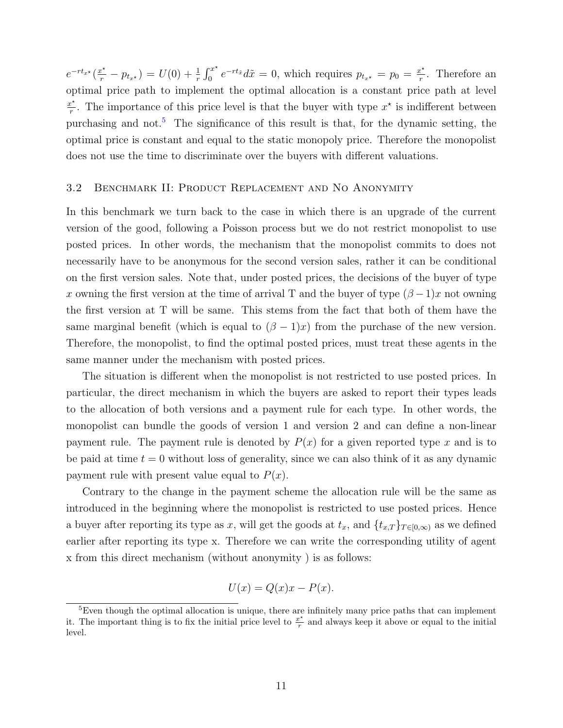$e^{-rt_{x^\star}}(\frac{x^\star}{r} - p_{t_{x^\star}}) = U(0) + \frac{1}{r}\int_0^{x^\star} e^{-rt_{\tilde{x}}} d\tilde{x} = 0$, which requires $p_{t_{x^\star}} = p_0 = \frac{x^\star}{r}$. Therefore an optimal price path to implement the optimal allocation is a constant price path at level $\frac{x^\star}{r}$. The importance of this price level is that the buyer with type $x^\star$ is indifferent between purchasing and not.[5] The significance of this result is that, for the dynamic setting, the optimal price is constant and equal to the static monopoly price. Therefore the monopolist does not use the time to discriminate over the buyers with different valuations.

## 3.2 Benchmark II: Product Replacement and No Anonymity

In this benchmark we turn back to the case in which there is an upgrade of the current version of the good, following a Poisson process but we do not restrict monopolist to use posted prices. In other words, the mechanism that the monopolist commits to does not necessarily have to be anonymous for the second version sales, rather it can be conditional on the first version sales. Note that, under posted prices, the decisions of the buyer of type $x$ owning the first version at the time of arrival T and the buyer of type $(\beta - 1)x$ not owning the first version at T will be same. This stems from the fact that both of them have the same marginal benefit (which is equal to $(\beta - 1)x$) from the purchase of the new version. Therefore, the monopolist, to find the optimal posted prices, must treat these agents in the same manner under the mechanism with posted prices.

The situation is different when the monopolist is not restricted to use posted prices. In particular, the direct mechanism in which the buyers are asked to report their types leads to the allocation of both versions and a payment rule for each type. In other words, the monopolist can bundle the goods of version 1 and version 2 and can define a non-linear payment rule. The payment rule is denoted by $P(x)$ for a given reported type $x$ and is to be paid at time $t = 0$ without loss of generality, since we can also think of it as any dynamic payment rule with present value equal to $P(x)$.

Contrary to the change in the payment scheme the allocation rule will be the same as introduced in the beginning where the monopolist is restricted to use posted prices. Hence a buyer after reporting its type as $x$, will get the goods at $t_x$, and $\{t_{x,T}\}_{T \in [0,\infty)}$ as we defined earlier after reporting its type x. Therefore we can write the corresponding utility of agent x from this direct mechanism (without anonymity ) is as follows:

$$U(x) = Q(x)x - P(x).$$

[5] Even though the optimal allocation is unique, there are infinitely many price paths that can implement it. The important thing is to fix the initial price level to $\frac{x^\star}{r}$ and always keep it above or equal to the initial level.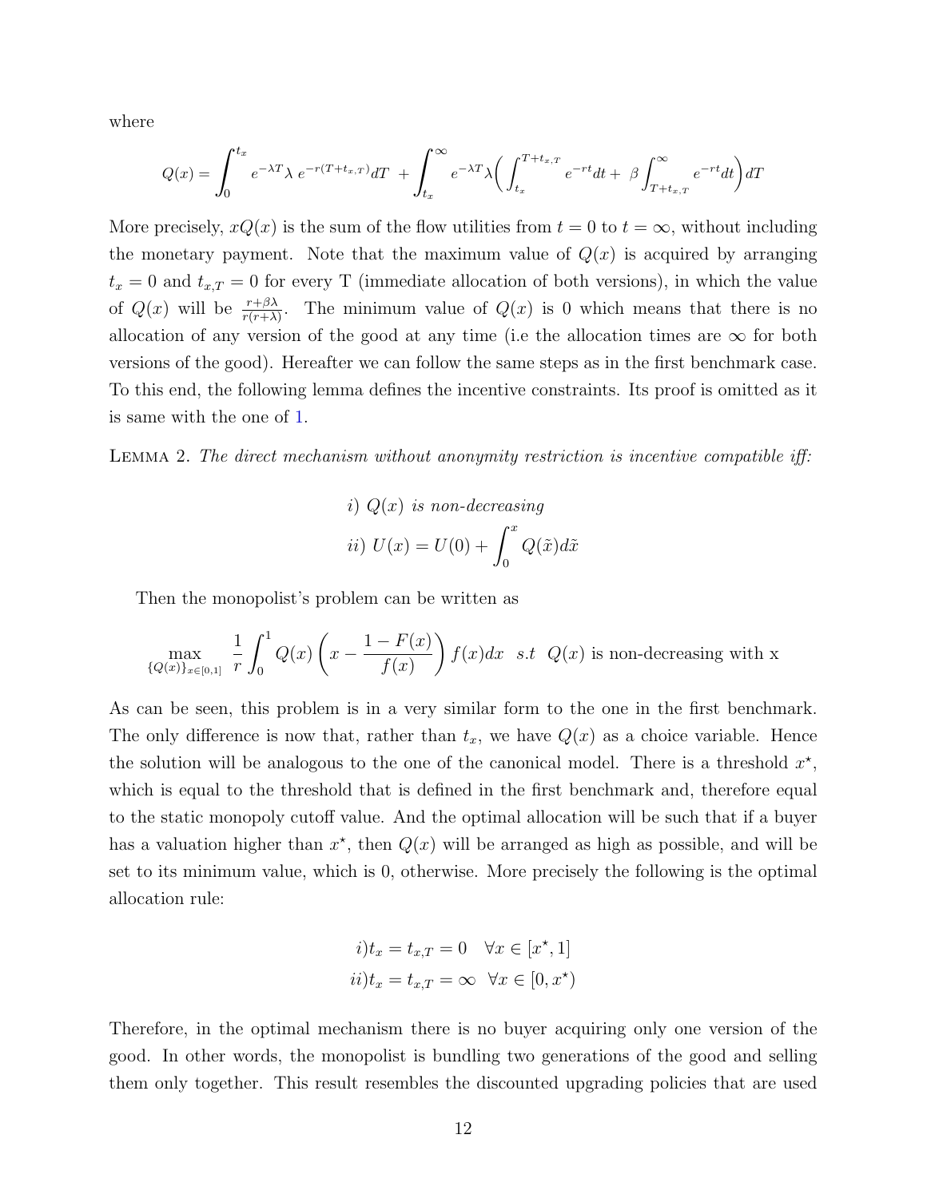where

$$Q(x) = \int_0^{t_x} e^{-\lambda T}\lambda \, e^{-r(T+t_{x,T})}dT \; + \int_{t_x}^{\infty} e^{-\lambda T}\lambda\Big(\int_{t_x}^{T+t_{x,T}} e^{-rt}dt + \; \beta\int_{T+t_{x,T}}^{\infty} e^{-rt}dt\Big)dT$$

More precisely, $xQ(x)$ is the sum of the flow utilities from $t = 0$ to $t = \infty$, without including the monetary payment. Note that the maximum value of $Q(x)$ is acquired by arranging $t_x = 0$ and $t_{x,T} = 0$ for every T (immediate allocation of both versions), in which the value of $Q(x)$ will be $\frac{r+\beta\lambda}{r(r+\lambda)}$. The minimum value of $Q(x)$ is 0 which means that there is no allocation of any version of the good at any time (i.e the allocation times are $\infty$ for both versions of the good). Hereafter we can follow the same steps as in the first benchmark case. To this end, the following lemma defines the incentive constraints. Its proof is omitted as it is same with the one of 1.

Lemma 2. *The direct mechanism without anonymity restriction is incentive compatible iff:*

$$i) \; Q(x) \text{ is non-decreasing}$$
$$ii) \; U(x) = U(0) + \int_0^x Q(\tilde{x})d\tilde{x}$$

Then the monopolist's problem can be written as

$$\max_{\{Q(x)\}_{x\in[0,1]}} \; \frac{1}{r}\int_0^1 Q(x)\left(x - \frac{1-F(x)}{f(x)}\right)f(x)dx \;\; s.t \;\; Q(x) \text{ is non-decreasing with x}$$

As can be seen, this problem is in a very similar form to the one in the first benchmark. The only difference is now that, rather than $t_x$, we have $Q(x)$ as a choice variable. Hence the solution will be analogous to the one of the canonical model. There is a threshold $x^\star$, which is equal to the threshold that is defined in the first benchmark and, therefore equal to the static monopoly cutoff value. And the optimal allocation will be such that if a buyer has a valuation higher than $x^\star$, then $Q(x)$ will be arranged as high as possible, and will be set to its minimum value, which is 0, otherwise. More precisely the following is the optimal allocation rule:

$$i) t_x = t_{x,T} = 0 \quad \forall x \in [x^\star, 1]$$
$$ii) t_x = t_{x,T} = \infty \quad \forall x \in [0, x^\star)$$

Therefore, in the optimal mechanism there is no buyer acquiring only one version of the good. In other words, the monopolist is bundling two generations of the good and selling them only together. This result resembles the discounted upgrading policies that are used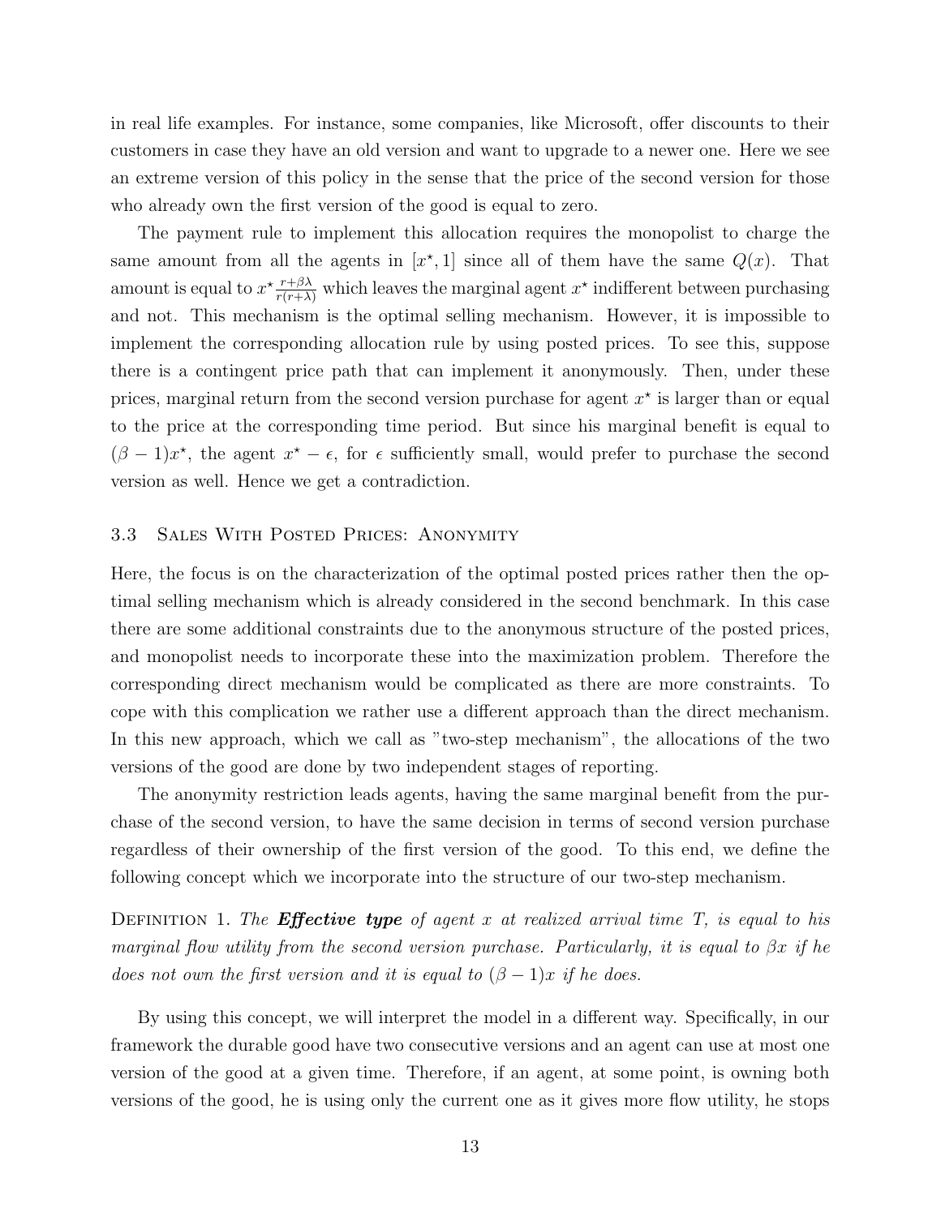in real life examples. For instance, some companies, like Microsoft, offer discounts to their customers in case they have an old version and want to upgrade to a newer one. Here we see an extreme version of this policy in the sense that the price of the second version for those who already own the first version of the good is equal to zero.

The payment rule to implement this allocation requires the monopolist to charge the same amount from all the agents in $[x^\star, 1]$ since all of them have the same $Q(x)$. That amount is equal to $x^\star \frac{r+\beta\lambda}{r(r+\lambda)}$ which leaves the marginal agent $x^\star$ indifferent between purchasing and not. This mechanism is the optimal selling mechanism. However, it is impossible to implement the corresponding allocation rule by using posted prices. To see this, suppose there is a contingent price path that can implement it anonymously. Then, under these prices, marginal return from the second version purchase for agent $x^\star$ is larger than or equal to the price at the corresponding time period. But since his marginal benefit is equal to $(\beta - 1)x^\star$, the agent $x^\star - \epsilon$, for $\epsilon$ sufficiently small, would prefer to purchase the second version as well. Hence we get a contradiction.

### 3.3 Sales With Posted Prices: Anonymity

Here, the focus is on the characterization of the optimal posted prices rather then the optimal selling mechanism which is already considered in the second benchmark. In this case there are some additional constraints due to the anonymous structure of the posted prices, and monopolist needs to incorporate these into the maximization problem. Therefore the corresponding direct mechanism would be complicated as there are more constraints. To cope with this complication we rather use a different approach than the direct mechanism. In this new approach, which we call as "two-step mechanism", the allocations of the two versions of the good are done by two independent stages of reporting.

The anonymity restriction leads agents, having the same marginal benefit from the purchase of the second version, to have the same decision in terms of second version purchase regardless of their ownership of the first version of the good. To this end, we define the following concept which we incorporate into the structure of our two-step mechanism.

Definition 1. *The* ***Effective type*** *of agent $x$ at realized arrival time $T$, is equal to his marginal flow utility from the second version purchase. Particularly, it is equal to $\beta x$ if he does not own the first version and it is equal to $(\beta - 1)x$ if he does.*

By using this concept, we will interpret the model in a different way. Specifically, in our framework the durable good have two consecutive versions and an agent can use at most one version of the good at a given time. Therefore, if an agent, at some point, is owning both versions of the good, he is using only the current one as it gives more flow utility, he stops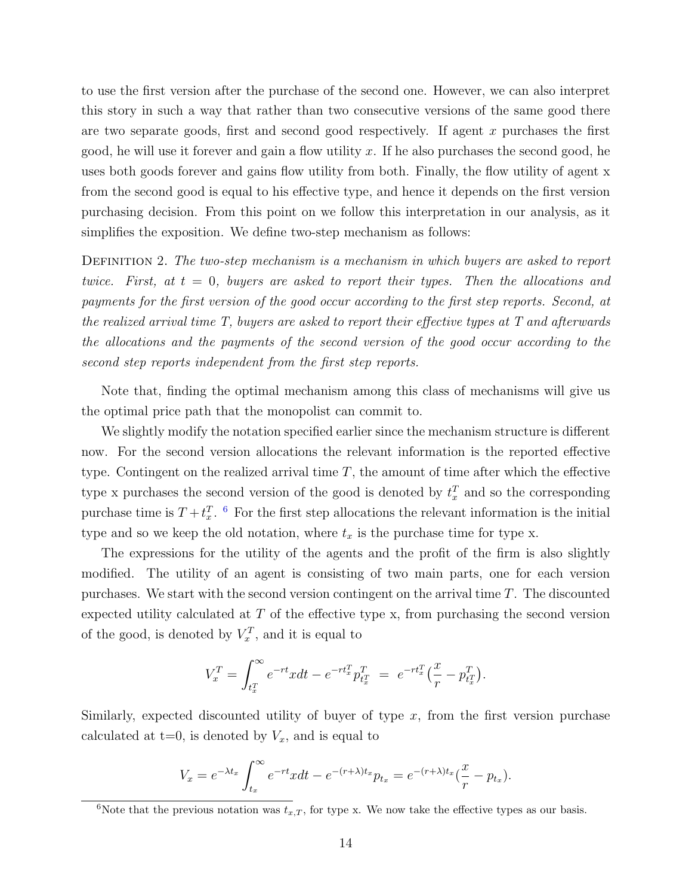to use the first version after the purchase of the second one. However, we can also interpret this story in such a way that rather than two consecutive versions of the same good there are two separate goods, first and second good respectively. If agent $x$ purchases the first good, he will use it forever and gain a flow utility $x$. If he also purchases the second good, he uses both goods forever and gains flow utility from both. Finally, the flow utility of agent x from the second good is equal to his effective type, and hence it depends on the first version purchasing decision. From this point on we follow this interpretation in our analysis, as it simplifies the exposition. We define two-step mechanism as follows:

Definition 2. *The two-step mechanism is a mechanism in which buyers are asked to report twice. First, at $t = 0$, buyers are asked to report their types. Then the allocations and payments for the first version of the good occur according to the first step reports. Second, at the realized arrival time $T$, buyers are asked to report their effective types at $T$ and afterwards the allocations and the payments of the second version of the good occur according to the second step reports independent from the first step reports.*

Note that, finding the optimal mechanism among this class of mechanisms will give us the optimal price path that the monopolist can commit to.

We slightly modify the notation specified earlier since the mechanism structure is different now. For the second version allocations the relevant information is the reported effective type. Contingent on the realized arrival time $T$, the amount of time after which the effective type x purchases the second version of the good is denoted by $t_x^T$ and so the corresponding purchase time is $T + t_x^T$. [6] For the first step allocations the relevant information is the initial type and so we keep the old notation, where $t_x$ is the purchase time for type x.

The expressions for the utility of the agents and the profit of the firm is also slightly modified. The utility of an agent is consisting of two main parts, one for each version purchases. We start with the second version contingent on the arrival time $T$. The discounted expected utility calculated at $T$ of the effective type x, from purchasing the second version of the good, is denoted by $V_x^T$, and it is equal to

$$V_x^T = \int_{t_x^T}^{\infty} e^{-rt} x dt - e^{-rt_x^T} p_{t_x^T}^T \; = \; e^{-rt_x^T} \big(\frac{x}{r} - p_{t_x^T}^T\big).$$

Similarly, expected discounted utility of buyer of type $x$, from the first version purchase calculated at t=0, is denoted by $V_x$, and is equal to

$$V_x = e^{-\lambda t_x} \int_{t_x}^{\infty} e^{-rt} x dt - e^{-(r+\lambda)t_x} p_{t_x} = e^{-(r+\lambda)t_x} \big(\frac{x}{r} - p_{t_x}\big).$$

[6] Note that the previous notation was $t_{x,T}$, for type x. We now take the effective types as our basis.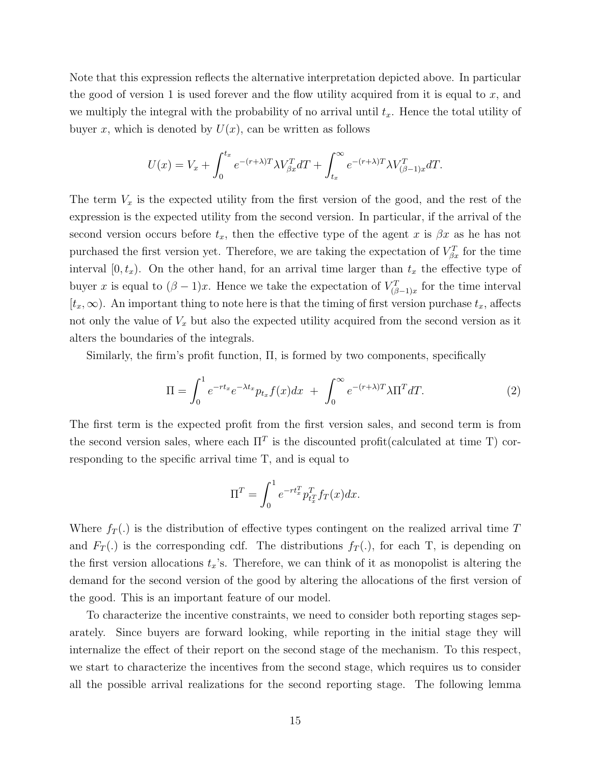Note that this expression reflects the alternative interpretation depicted above. In particular the good of version 1 is used forever and the flow utility acquired from it is equal to $x$, and we multiply the integral with the probability of no arrival until $t_x$. Hence the total utility of buyer $x$, which is denoted by $U(x)$, can be written as follows

$$U(x) = V_x + \int_0^{t_x} e^{-(r+\lambda)T} \lambda V_{\beta x}^T dT + \int_{t_x}^{\infty} e^{-(r+\lambda)T} \lambda V_{(\beta-1)x}^T dT.$$

The term $V_x$ is the expected utility from the first version of the good, and the rest of the expression is the expected utility from the second version. In particular, if the arrival of the second version occurs before $t_x$, then the effective type of the agent $x$ is $\beta x$ as he has not purchased the first version yet. Therefore, we are taking the expectation of $V_{\beta x}^T$ for the time interval $[0, t_x)$. On the other hand, for an arrival time larger than $t_x$ the effective type of buyer $x$ is equal to $(\beta - 1)x$. Hence we take the expectation of $V_{(\beta-1)x}^T$ for the time interval $[t_x, \infty)$. An important thing to note here is that the timing of first version purchase $t_x$, affects not only the value of $V_x$ but also the expected utility acquired from the second version as it alters the boundaries of the integrals.

Similarly, the firm's profit function, $\Pi$, is formed by two components, specifically

$$\Pi = \int_0^1 e^{-rt_x} e^{-\lambda t_x} p_{t_x} f(x) dx \ + \ \int_0^{\infty} e^{-(r+\lambda)T} \lambda \Pi^T dT. \tag{2}$$

The first term is the expected profit from the first version sales, and second term is from the second version sales, where each $\Pi^T$ is the discounted profit(calculated at time T) corresponding to the specific arrival time T, and is equal to

$$\Pi^T = \int_0^1 e^{-rt_x^T} p_{t_x^T}^T f_T(x) dx.$$

Where $f_T(.)$ is the distribution of effective types contingent on the realized arrival time $T$ and $F_T(.)$ is the corresponding cdf. The distributions $f_T(.)$, for each T, is depending on the first version allocations $t_x$'s. Therefore, we can think of it as monopolist is altering the demand for the second version of the good by altering the allocations of the first version of the good. This is an important feature of our model.

To characterize the incentive constraints, we need to consider both reporting stages separately. Since buyers are forward looking, while reporting in the initial stage they will internalize the effect of their report on the second stage of the mechanism. To this respect, we start to characterize the incentives from the second stage, which requires us to consider all the possible arrival realizations for the second reporting stage. The following lemma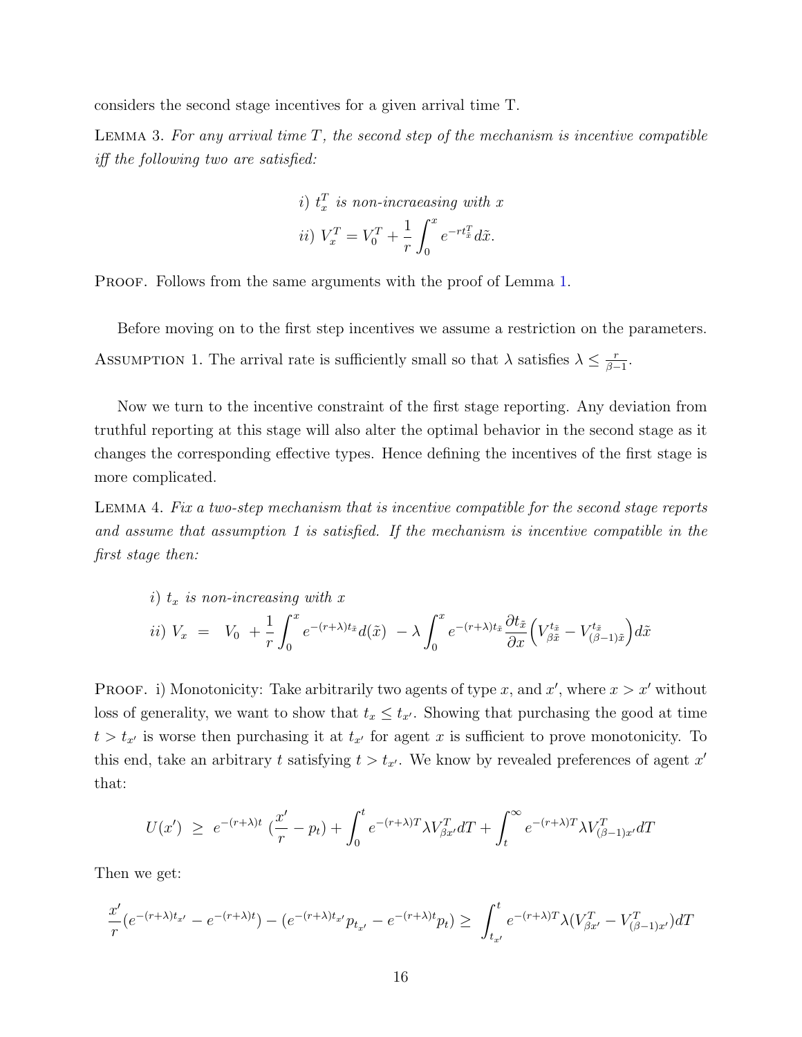considers the second stage incentives for a given arrival time T.

LEMMA 3. *For any arrival time $T$, the second step of the mechanism is incentive compatible iff the following two are satisfied:*

$$i)\ t_x^T \text{ is non-incraeasing with } x$$
$$ii)\ V_x^T = V_0^T + \frac{1}{r}\int_0^x e^{-rt_{\tilde{x}}^T} d\tilde{x}.$$

PROOF. Follows from the same arguments with the proof of Lemma 1.

Before moving on to the first step incentives we assume a restriction on the parameters.

ASSUMPTION 1. The arrival rate is sufficiently small so that $\lambda$ satisfies $\lambda \leq \frac{r}{\beta-1}$.

Now we turn to the incentive constraint of the first stage reporting. Any deviation from truthful reporting at this stage will also alter the optimal behavior in the second stage as it changes the corresponding effective types. Hence defining the incentives of the first stage is more complicated.

LEMMA 4. *Fix a two-step mechanism that is incentive compatible for the second stage reports and assume that assumption 1 is satisfied. If the mechanism is incentive compatible in the first stage then:*

$i)$ *$t_x$ is non-increasing with $x$*

$$ii)\ V_x \ = \ V_0 \ + \frac{1}{r}\int_0^x e^{-(r+\lambda)t_{\tilde{x}}} d(\tilde{x}) \ - \lambda \int_0^x e^{-(r+\lambda)t_{\tilde{x}}} \frac{\partial t_{\tilde{x}}}{\partial x}\Big(V_{\beta\tilde{x}}^{t_{\tilde{x}}} - V_{(\beta-1)\tilde{x}}^{t_{\tilde{x}}}\Big) d\tilde{x}$$

PROOF. i) Monotonicity: Take arbitrarily two agents of type $x$, and $x'$, where $x > x'$ without loss of generality, we want to show that $t_x \leq t_{x'}$. Showing that purchasing the good at time $t > t_{x'}$ is worse then purchasing it at $t_{x'}$ for agent $x$ is sufficient to prove monotonicity. To this end, take an arbitrary $t$ satisfying $t > t_{x'}$. We know by revealed preferences of agent $x'$ that:

$$U(x') \ \geq \ e^{-(r+\lambda)t} \ (\frac{x'}{r} - p_t) + \int_0^t e^{-(r+\lambda)T}\lambda V_{\beta x'}^T dT + \int_t^\infty e^{-(r+\lambda)T}\lambda V_{(\beta-1)x'}^T dT$$

Then we get:

$$\frac{x'}{r}(e^{-(r+\lambda)t_{x'}} - e^{-(r+\lambda)t}) - (e^{-(r+\lambda)t_{x'}}p_{t_{x'}} - e^{-(r+\lambda)t}p_t) \geq \int_{t_{x'}}^t e^{-(r+\lambda)T}\lambda(V_{\beta x'}^T - V_{(\beta-1)x'}^T)dT$$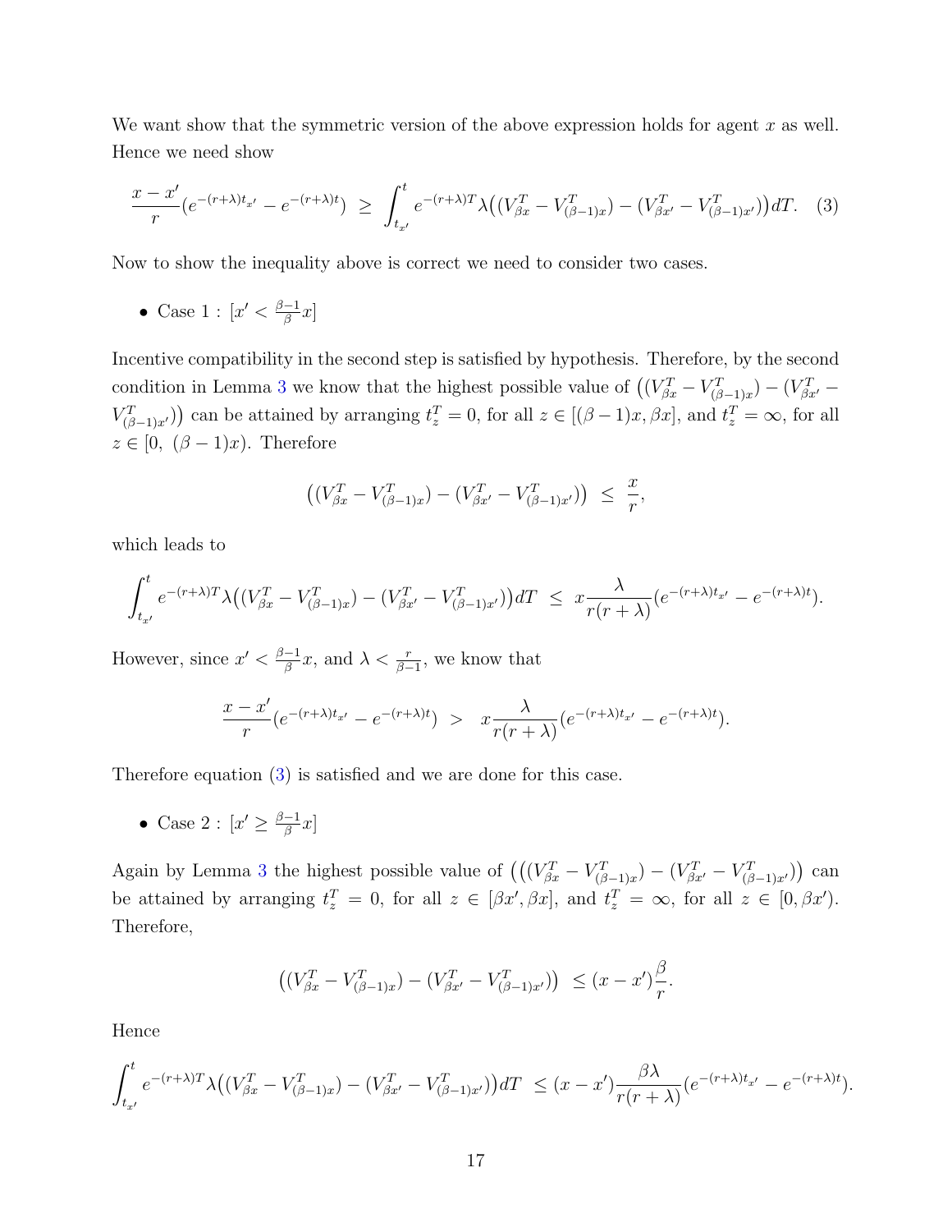We want show that the symmetric version of the above expression holds for agent $x$ as well. Hence we need show

$$\frac{x - x'}{r}(e^{-(r+\lambda)t_{x'}} - e^{-(r+\lambda)t}) \ \geq \ \int_{t_{x'}}^{t} e^{-(r+\lambda)T} \lambda \big( (V^T_{\beta x} - V^T_{(\beta-1)x}) - (V^T_{\beta x'} - V^T_{(\beta-1)x'}) \big) dT. \quad (3)$$

Now to show the inequality above is correct we need to consider two cases.

- Case 1 : $[x' < \frac{\beta-1}{\beta}x]$

Incentive compatibility in the second step is satisfied by hypothesis. Therefore, by the second condition in Lemma 3 we know that the highest possible value of $\big((V^T_{\beta x} - V^T_{(\beta-1)x}) - (V^T_{\beta x'} - V^T_{(\beta-1)x'})\big)$ can be attained by arranging $t^T_z = 0$, for all $z \in [(\beta-1)x, \beta x]$, and $t^T_z = \infty$, for all $z \in [0, \ (\beta-1)x)$. Therefore

$$\big( (V^T_{\beta x} - V^T_{(\beta-1)x}) - (V^T_{\beta x'} - V^T_{(\beta-1)x'}) \big) \ \leq \ \frac{x}{r},$$

which leads to

$$\int_{t_{x'}}^{t} e^{-(r+\lambda)T} \lambda \big( (V^T_{\beta x} - V^T_{(\beta-1)x}) - (V^T_{\beta x'} - V^T_{(\beta-1)x'}) \big) dT \ \leq \ x \frac{\lambda}{r(r+\lambda)} (e^{-(r+\lambda)t_{x'}} - e^{-(r+\lambda)t}).$$

However, since $x' < \frac{\beta-1}{\beta}x$, and $\lambda < \frac{r}{\beta-1}$, we know that

$$\frac{x - x'}{r}(e^{-(r+\lambda)t_{x'}} - e^{-(r+\lambda)t}) \ > \ x \frac{\lambda}{r(r+\lambda)} (e^{-(r+\lambda)t_{x'}} - e^{-(r+\lambda)t}).$$

Therefore equation (3) is satisfied and we are done for this case.

- Case 2 : $[x' \geq \frac{\beta-1}{\beta}x]$

Again by Lemma 3 the highest possible value of $\big(\big((V^T_{\beta x} - V^T_{(\beta-1)x}) - (V^T_{\beta x'} - V^T_{(\beta-1)x'})\big)$ can be attained by arranging $t^T_z = 0$, for all $z \in [\beta x', \beta x]$, and $t^T_z = \infty$, for all $z \in [0, \beta x')$. Therefore,

$$\big( (V^T_{\beta x} - V^T_{(\beta-1)x}) - (V^T_{\beta x'} - V^T_{(\beta-1)x'}) \big) \ \leq (x - x') \frac{\beta}{r}.$$

Hence

$$\int_{t_{x'}}^{t} e^{-(r+\lambda)T} \lambda \big( (V^T_{\beta x} - V^T_{(\beta-1)x}) - (V^T_{\beta x'} - V^T_{(\beta-1)x'}) \big) dT \ \leq (x - x') \frac{\beta \lambda}{r(r+\lambda)} (e^{-(r+\lambda)t_{x'}} - e^{-(r+\lambda)t}).$$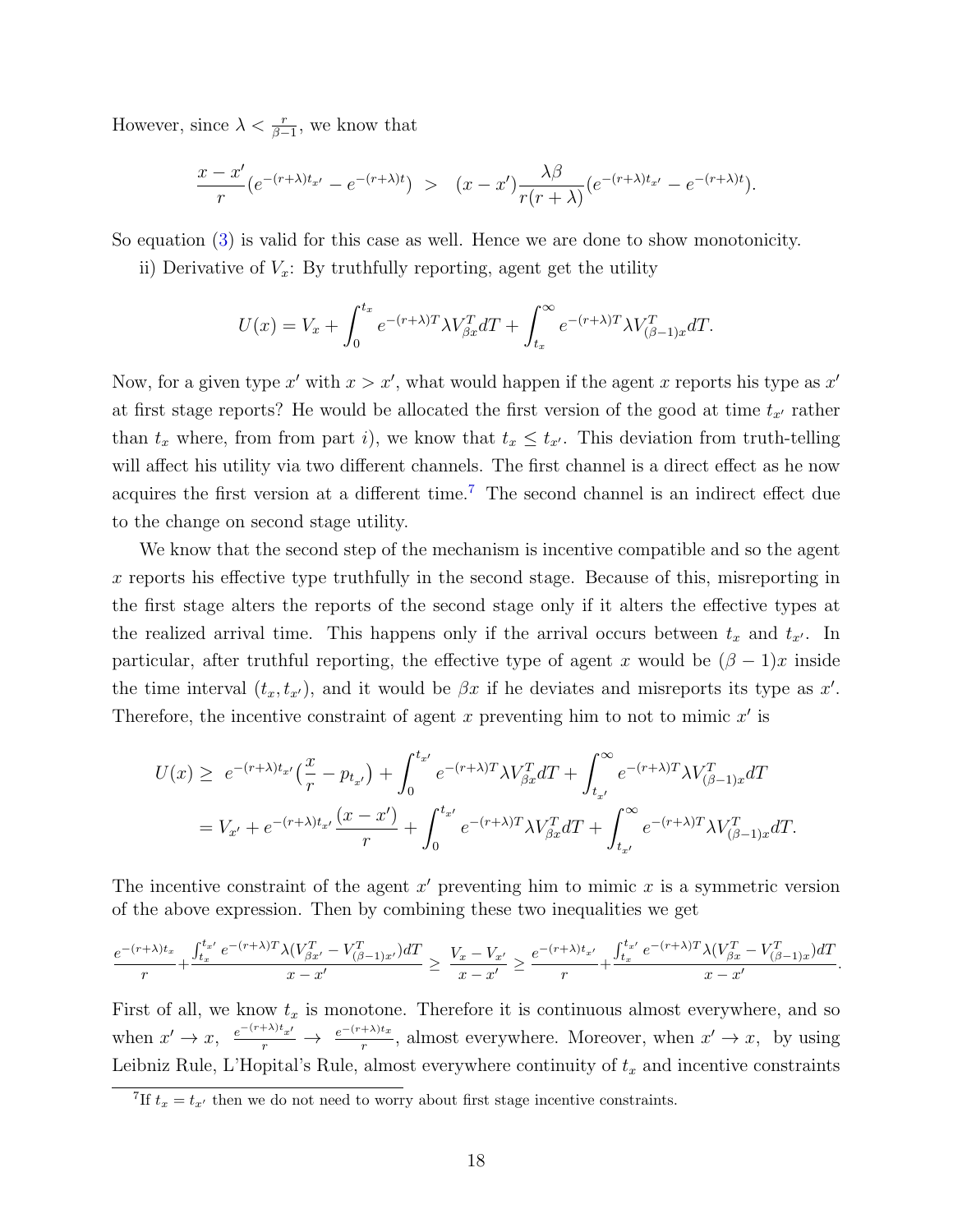However, since $\lambda < \frac{r}{\beta-1}$, we know that

$$\frac{x-x'}{r}(e^{-(r+\lambda)t_{x'}} - e^{-(r+\lambda)t}) \;>\; (x-x')\frac{\lambda\beta}{r(r+\lambda)}(e^{-(r+\lambda)t_{x'}} - e^{-(r+\lambda)t}).$$

So equation (3) is valid for this case as well. Hence we are done to show monotonicity.

ii) Derivative of $V_x$: By truthfully reporting, agent get the utility

$$U(x) = V_x + \int_0^{t_x} e^{-(r+\lambda)T}\lambda V^T_{\beta x}dT + \int_{t_x}^{\infty} e^{-(r+\lambda)T}\lambda V^T_{(\beta-1)x}dT.$$

Now, for a given type $x'$ with $x > x'$, what would happen if the agent $x$ reports his type as $x'$ at first stage reports? He would be allocated the first version of the good at time $t_{x'}$ rather than $t_x$ where, from from part $i$), we know that $t_x \leq t_{x'}$. This deviation from truth-telling will affect his utility via two different channels. The first channel is a direct effect as he now acquires the first version at a different time.[7] The second channel is an indirect effect due to the change on second stage utility.

We know that the second step of the mechanism is incentive compatible and so the agent $x$ reports his effective type truthfully in the second stage. Because of this, misreporting in the first stage alters the reports of the second stage only if it alters the effective types at the realized arrival time. This happens only if the arrival occurs between $t_x$ and $t_{x'}$. In particular, after truthful reporting, the effective type of agent $x$ would be $(\beta-1)x$ inside the time interval $(t_x, t_{x'})$, and it would be $\beta x$ if he deviates and misreports its type as $x'$. Therefore, the incentive constraint of agent $x$ preventing him to not to mimic $x'$ is

$$\begin{aligned}
U(x) \geq\; & e^{-(r+\lambda)t_{x'}}\big(\frac{x}{r} - p_{t_{x'}}\big) + \int_0^{t_{x'}} e^{-(r+\lambda)T}\lambda V^T_{\beta x}dT + \int_{t_{x'}}^{\infty} e^{-(r+\lambda)T}\lambda V^T_{(\beta-1)x}dT \\
=\; & V_{x'} + e^{-(r+\lambda)t_{x'}}\frac{(x-x')}{r} + \int_0^{t_{x'}} e^{-(r+\lambda)T}\lambda V^T_{\beta x}dT + \int_{t_{x'}}^{\infty} e^{-(r+\lambda)T}\lambda V^T_{(\beta-1)x}dT.
\end{aligned}$$

The incentive constraint of the agent $x'$ preventing him to mimic $x$ is a symmetric version of the above expression. Then by combining these two inequalities we get

$$\frac{e^{-(r+\lambda)t_x}}{r} + \frac{\int_{t_x}^{t_{x'}} e^{-(r+\lambda)T}\lambda(V^T_{\beta x'} - V^T_{(\beta-1)x'})dT}{x-x'} \geq \frac{V_x - V_{x'}}{x-x'} \geq \frac{e^{-(r+\lambda)t_{x'}}}{r} + \frac{\int_{t_x}^{t_{x'}} e^{-(r+\lambda)T}\lambda(V^T_{\beta x} - V^T_{(\beta-1)x})dT}{x-x'}.$$

First of all, we know $t_x$ is monotone. Therefore it is continuous almost everywhere, and so when $x' \to x$, $\frac{e^{-(r+\lambda)t_{x'}}}{r} \to \frac{e^{-(r+\lambda)t_x}}{r}$, almost everywhere. Moreover, when $x' \to x$, by using Leibniz Rule, L'Hopital's Rule, almost everywhere continuity of $t_x$ and incentive constraints

[7] If $t_x = t_{x'}$ then we do not need to worry about first stage incentive constraints.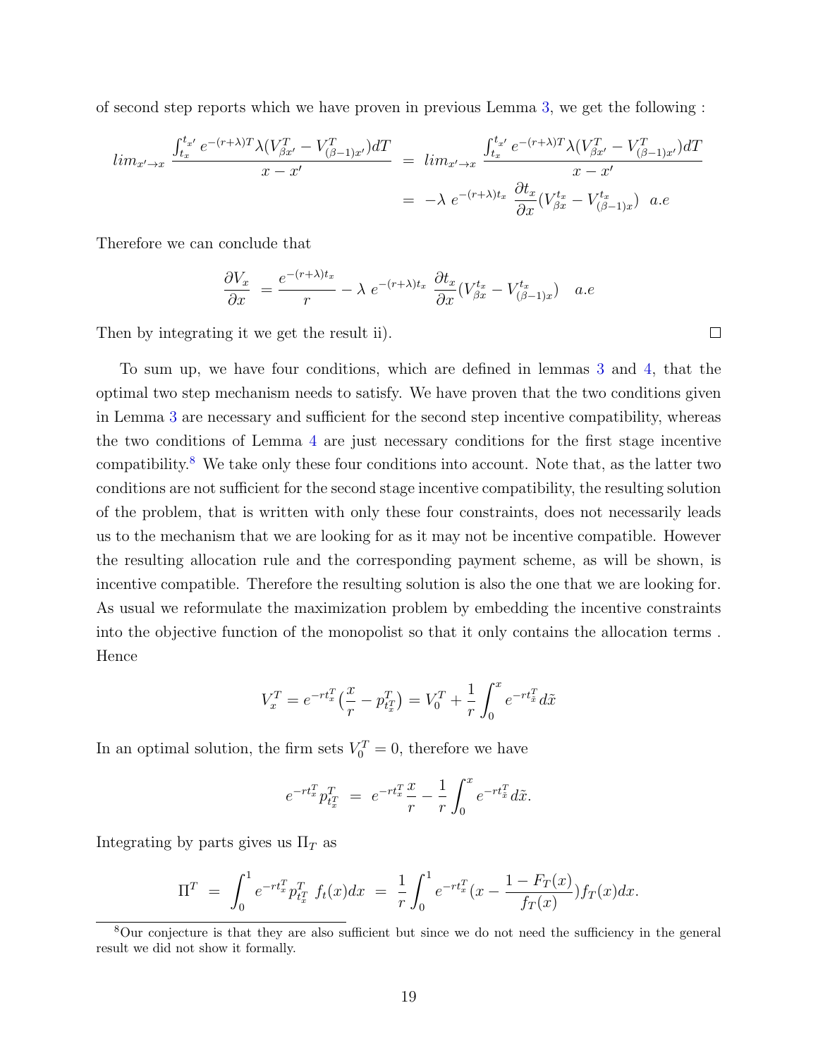of second step reports which we have proven in previous Lemma 3, we get the following :

$$
\begin{aligned}
lim_{x' \to x} \frac{\int_{t_x}^{t_{x'}} e^{-(r+\lambda)T} \lambda (V^T_{\beta x'} - V^T_{(\beta-1)x'}) dT}{x - x'} &= lim_{x' \to x} \frac{\int_{t_x}^{t_{x'}} e^{-(r+\lambda)T} \lambda (V^T_{\beta x'} - V^T_{(\beta-1)x'}) dT}{x - x'} \\
&= -\lambda \ e^{-(r+\lambda)t_x} \ \frac{\partial t_x}{\partial x} (V^{t_x}_{\beta x} - V^{t_x}_{(\beta-1)x}) \ \ a.e
\end{aligned}
$$

Therefore we can conclude that

$$
\frac{\partial V_x}{\partial x} \ = \frac{e^{-(r+\lambda)t_x}}{r} - \lambda \ e^{-(r+\lambda)t_x} \ \frac{\partial t_x}{\partial x} (V^{t_x}_{\beta x} - V^{t_x}_{(\beta-1)x}) \quad a.e
$$

Then by integrating it we get the result ii). □

To sum up, we have four conditions, which are defined in lemmas 3 and 4, that the optimal two step mechanism needs to satisfy. We have proven that the two conditions given in Lemma 3 are necessary and sufficient for the second step incentive compatibility, whereas the two conditions of Lemma 4 are just necessary conditions for the first stage incentive compatibility.[8] We take only these four conditions into account. Note that, as the latter two conditions are not sufficient for the second stage incentive compatibility, the resulting solution of the problem, that is written with only these four constraints, does not necessarily leads us to the mechanism that we are looking for as it may not be incentive compatible. However the resulting allocation rule and the corresponding payment scheme, as will be shown, is incentive compatible. Therefore the resulting solution is also the one that we are looking for. As usual we reformulate the maximization problem by embedding the incentive constraints into the objective function of the monopolist so that it only contains the allocation terms . Hence

$$
V^T_x = e^{-rt^T_x} \big( \frac{x}{r} - p^T_{t^T_x} \big) = V^T_0 + \frac{1}{r} \int_0^x e^{-rt^T_{\tilde{x}}} d\tilde{x}
$$

In an optimal solution, the firm sets $V^T_0 = 0$, therefore we have

$$
e^{-rt^T_x} p^T_{t^T_x} \ = \ e^{-rt^T_x} \frac{x}{r} - \frac{1}{r} \int_0^x e^{-rt^T_{\tilde{x}}} d\tilde{x}.
$$

Integrating by parts gives us $\Pi_T$ as

$$
\Pi^T \ = \ \int_0^1 e^{-rt^T_x} p^T_{t^T_x} \ f_t(x) dx \ = \ \frac{1}{r} \int_0^1 e^{-rt^T_x} (x - \frac{1 - F_T(x)}{f_T(x)}) f_T(x) dx.
$$

[8] Our conjecture is that they are also sufficient but since we do not need the sufficiency in the general result we did not show it formally.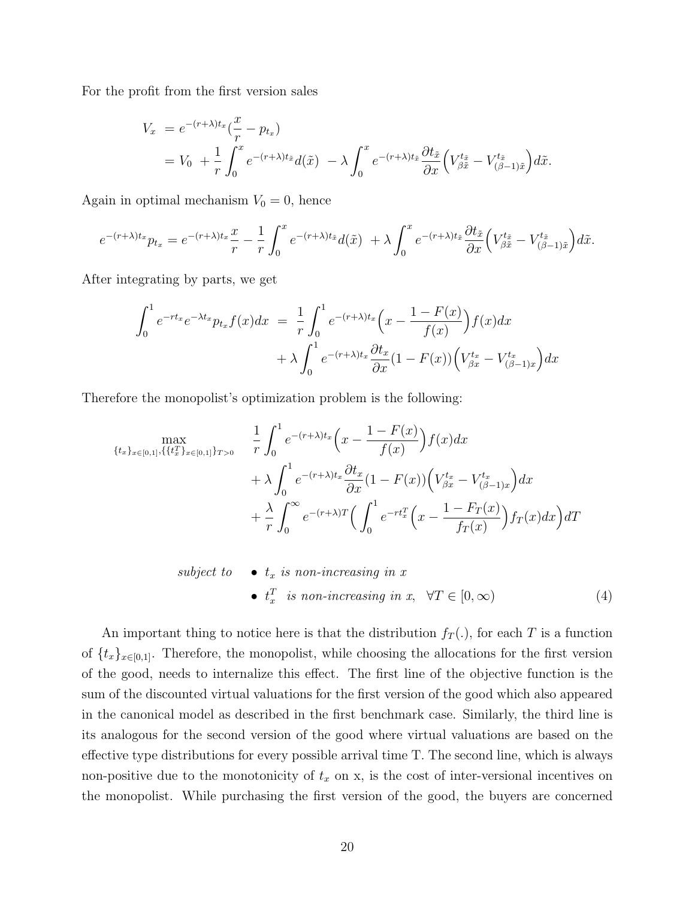For the profit from the first version sales

$$
\begin{aligned}
V_x &= e^{-(r+\lambda)t_x}(\frac{x}{r} - p_{t_x}) \\
&= V_0 \ + \frac{1}{r}\int_0^x e^{-(r+\lambda)t_{\tilde{x}}} d(\tilde{x}) \ - \lambda \int_0^x e^{-(r+\lambda)t_{\tilde{x}}} \frac{\partial t_{\tilde{x}}}{\partial x}\Big(V_{\beta\tilde{x}}^{t_{\tilde{x}}} - V_{(\beta-1)\tilde{x}}^{t_{\tilde{x}}}\Big) d\tilde{x}.
\end{aligned}
$$

Again in optimal mechanism $V_0 = 0$, hence

$$
e^{-(r+\lambda)t_x} p_{t_x} = e^{-(r+\lambda)t_x}\frac{x}{r} - \frac{1}{r}\int_0^x e^{-(r+\lambda)t_{\tilde{x}}} d(\tilde{x}) \ + \lambda \int_0^x e^{-(r+\lambda)t_{\tilde{x}}} \frac{\partial t_{\tilde{x}}}{\partial x}\Big(V_{\beta\tilde{x}}^{t_{\tilde{x}}} - V_{(\beta-1)\tilde{x}}^{t_{\tilde{x}}}\Big) d\tilde{x}.
$$

After integrating by parts, we get

$$
\begin{aligned}
\int_0^1 e^{-rt_x} e^{-\lambda t_x} p_{t_x} f(x) dx \ &= \ \frac{1}{r}\int_0^1 e^{-(r+\lambda)t_x}\Big(x - \frac{1-F(x)}{f(x)}\Big) f(x) dx \\
&\quad + \lambda \int_0^1 e^{-(r+\lambda)t_x} \frac{\partial t_x}{\partial x}(1-F(x))\Big(V_{\beta x}^{t_x} - V_{(\beta-1)x}^{t_x}\Big) dx
\end{aligned}
$$

Therefore the monopolist's optimization problem is the following:

$$
\begin{aligned}
\max_{\{t_x\}_{x\in[0,1]}, \{\{t_x^T\}_{x\in[0,1]}\}_{T>0}} \quad & \frac{1}{r}\int_0^1 e^{-(r+\lambda)t_x}\Big(x - \frac{1-F(x)}{f(x)}\Big) f(x) dx \\
& + \lambda \int_0^1 e^{-(r+\lambda)t_x} \frac{\partial t_x}{\partial x}(1-F(x))\Big(V_{\beta x}^{t_x} - V_{(\beta-1)x}^{t_x}\Big) dx \\
& + \frac{\lambda}{r}\int_0^\infty e^{-(r+\lambda)T}\Big(\int_0^1 e^{-rt_x^T}\Big(x - \frac{1-F_T(x)}{f_T(x)}\Big) f_T(x) dx\Big) dT
\end{aligned}
$$

$$
\begin{aligned}
\textit{subject to} \quad & \bullet \ t_x \ \textit{is non-increasing in } x \\
& \bullet \ t_x^T \ \ \textit{is non-increasing in } x, \ \ \forall T \in [0,\infty) \qquad (4)
\end{aligned}
$$

An important thing to notice here is that the distribution $f_T(.)$, for each $T$ is a function of $\{t_x\}_{x\in[0,1]}$. Therefore, the monopolist, while choosing the allocations for the first version of the good, needs to internalize this effect. The first line of the objective function is the sum of the discounted virtual valuations for the first version of the good which also appeared in the canonical model as described in the first benchmark case. Similarly, the third line is its analogous for the second version of the good where virtual valuations are based on the effective type distributions for every possible arrival time T. The second line, which is always non-positive due to the monotonicity of $t_x$ on x, is the cost of inter-versional incentives on the monopolist. While purchasing the first version of the good, the buyers are concerned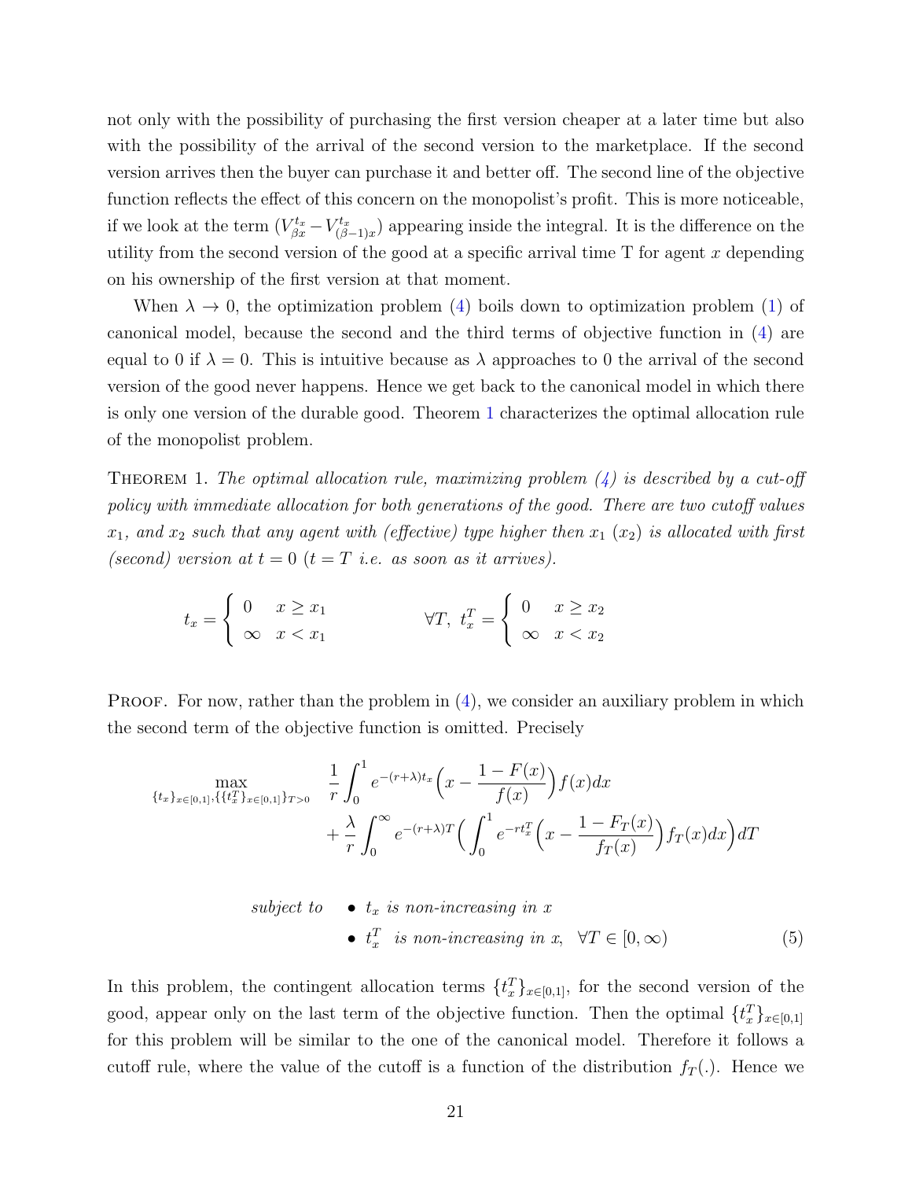not only with the possibility of purchasing the first version cheaper at a later time but also with the possibility of the arrival of the second version to the marketplace. If the second version arrives then the buyer can purchase it and better off. The second line of the objective function reflects the effect of this concern on the monopolist's profit. This is more noticeable, if we look at the term $(V^{t_x}_{\beta x} - V^{t_x}_{(\beta-1)x})$ appearing inside the integral. It is the difference on the utility from the second version of the good at a specific arrival time T for agent $x$ depending on his ownership of the first version at that moment.

When $\lambda \to 0$, the optimization problem (4) boils down to optimization problem (1) of canonical model, because the second and the third terms of objective function in (4) are equal to 0 if $\lambda = 0$. This is intuitive because as $\lambda$ approaches to 0 the arrival of the second version of the good never happens. Hence we get back to the canonical model in which there is only one version of the durable good. Theorem 1 characterizes the optimal allocation rule of the monopolist problem.

**Theorem 1.** *The optimal allocation rule, maximizing problem (4) is described by a cut-off policy with immediate allocation for both generations of the good. There are two cutoff values $x_1$, and $x_2$ such that any agent with (effective) type higher then $x_1$ ($x_2$) is allocated with first (second) version at $t = 0$ ($t = T$ i.e. as soon as it arrives).*

$$t_x = \begin{cases} 0 & x \geq x_1 \\ \infty & x < x_1 \end{cases} \qquad\qquad \forall T,\ t^T_x = \begin{cases} 0 & x \geq x_2 \\ \infty & x < x_2 \end{cases}$$

**Proof.** For now, rather than the problem in (4), we consider an auxiliary problem in which the second term of the objective function is omitted. Precisely

$$\max_{\{t_x\}_{x\in[0,1]}, \{\{t^T_x\}_{x\in[0,1]}\}_{T>0}} \quad \frac{1}{r}\int_0^1 e^{-(r+\lambda)t_x}\Big(x - \frac{1-F(x)}{f(x)}\Big)f(x)dx$$
$$+ \frac{\lambda}{r}\int_0^\infty e^{-(r+\lambda)T}\Big(\int_0^1 e^{-rt^T_x}\Big(x - \frac{1-F_T(x)}{f_T(x)}\Big)f_T(x)dx\Big)dT$$

$$\text{subject to} \quad \bullet\ t_x \text{ is non-increasing in } x$$
$$\bullet\ t^T_x \text{ is non-increasing in } x, \quad \forall T \in [0,\infty) \tag{5}$$

In this problem, the contingent allocation terms $\{t^T_x\}_{x\in[0,1]}$, for the second version of the good, appear only on the last term of the objective function. Then the optimal $\{t^T_x\}_{x\in[0,1]}$ for this problem will be similar to the one of the canonical model. Therefore it follows a cutoff rule, where the value of the cutoff is a function of the distribution $f_T(.)$. Hence we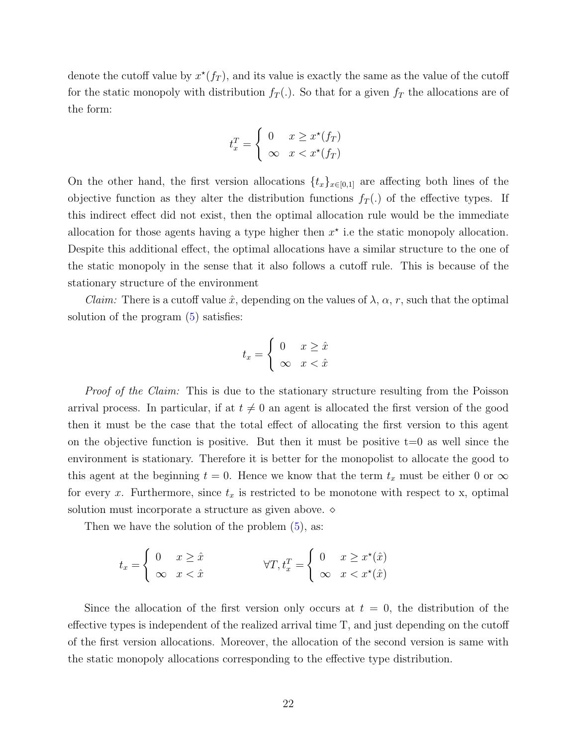denote the cutoff value by $x^\star(f_T)$, and its value is exactly the same as the value of the cutoff for the static monopoly with distribution $f_T(.)$. So that for a given $f_T$ the allocations are of the form:

$$t_x^T = \begin{cases} 0 & x \geq x^\star(f_T) \\ \infty & x < x^\star(f_T) \end{cases}$$

On the other hand, the first version allocations $\{t_x\}_{x\in[0,1]}$ are affecting both lines of the objective function as they alter the distribution functions $f_T(.)$ of the effective types. If this indirect effect did not exist, then the optimal allocation rule would be the immediate allocation for those agents having a type higher then $x^\star$ i.e the static monopoly allocation. Despite this additional effect, the optimal allocations have a similar structure to the one of the static monopoly in the sense that it also follows a cutoff rule. This is because of the stationary structure of the environment

*Claim:* There is a cutoff value $\hat{x}$, depending on the values of $\lambda$, $\alpha$, $r$, such that the optimal solution of the program (5) satisfies:

$$t_x = \begin{cases} 0 & x \geq \hat{x} \\ \infty & x < \hat{x} \end{cases}$$

*Proof of the Claim:* This is due to the stationary structure resulting from the Poisson arrival process. In particular, if at $t \neq 0$ an agent is allocated the first version of the good then it must be the case that the total effect of allocating the first version to this agent on the objective function is positive. But then it must be positive t=0 as well since the environment is stationary. Therefore it is better for the monopolist to allocate the good to this agent at the beginning $t = 0$. Hence we know that the term $t_x$ must be either 0 or $\infty$ for every $x$. Furthermore, since $t_x$ is restricted to be monotone with respect to x, optimal solution must incorporate a structure as given above. $\diamond$

Then we have the solution of the problem (5), as:

$$t_x = \begin{cases} 0 & x \geq \hat{x} \\ \infty & x < \hat{x} \end{cases} \qquad \forall T, t_x^T = \begin{cases} 0 & x \geq x^\star(\hat{x}) \\ \infty & x < x^\star(\hat{x}) \end{cases}$$

Since the allocation of the first version only occurs at $t = 0$, the distribution of the effective types is independent of the realized arrival time T, and just depending on the cutoff of the first version allocations. Moreover, the allocation of the second version is same with the static monopoly allocations corresponding to the effective type distribution.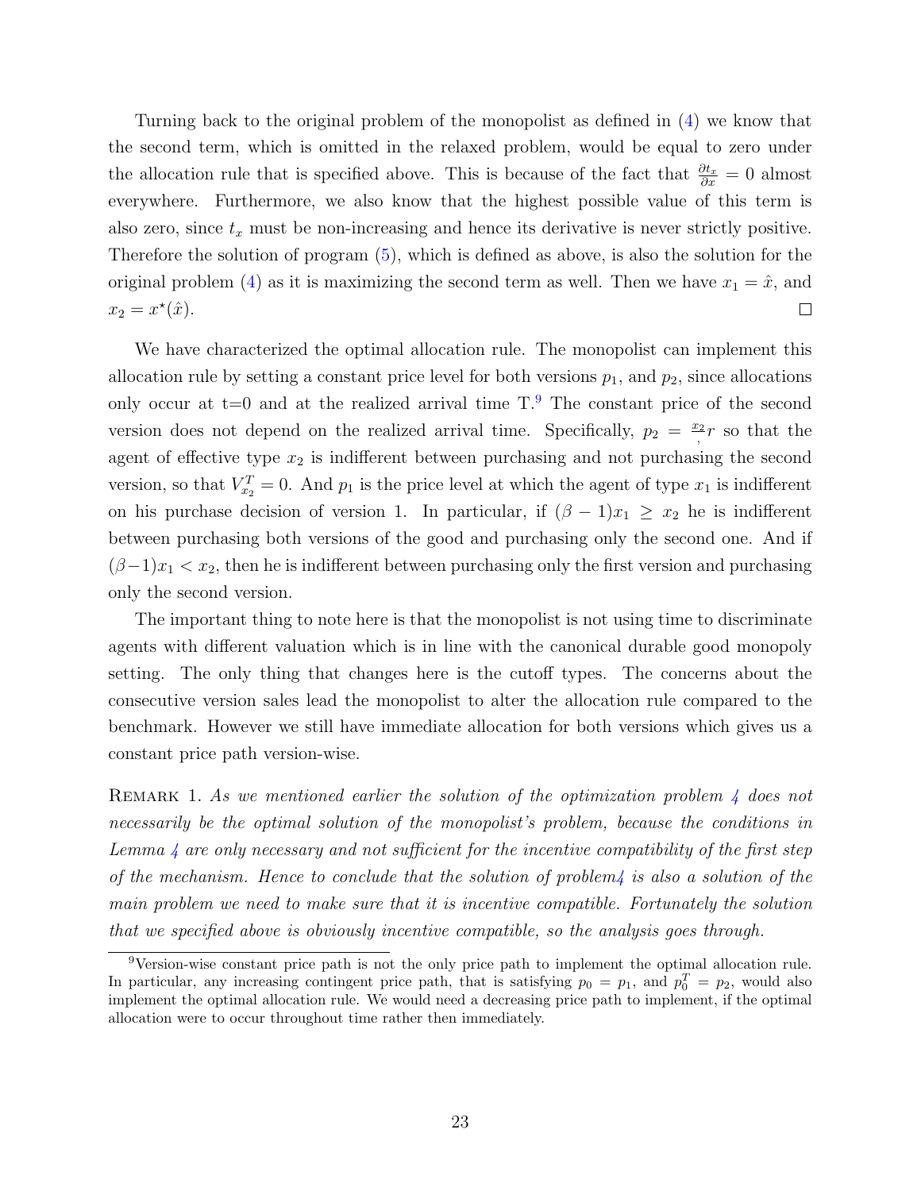Turning back to the original problem of the monopolist as defined in (4) we know that the second term, which is omitted in the relaxed problem, would be equal to zero under the allocation rule that is specified above. This is because of the fact that $\frac{\partial t_x}{\partial x} = 0$ almost everywhere. Furthermore, we also know that the highest possible value of this term is also zero, since $t_x$ must be non-increasing and hence its derivative is never strictly positive. Therefore the solution of program (5), which is defined as above, is also the solution for the original problem (4) as it is maximizing the second term as well. Then we have $x_1 = \hat{x}$, and $x_2 = x^\star(\hat{x})$. □

We have characterized the optimal allocation rule. The monopolist can implement this allocation rule by setting a constant price level for both versions $p_1$, and $p_2$, since allocations only occur at t=0 and at the realized arrival time T.[9] The constant price of the second version does not depend on the realized arrival time. Specifically, $p_2 = \frac{x_2}{,}r$ so that the agent of effective type $x_2$ is indifferent between purchasing and not purchasing the second version, so that $V^T_{x_2} = 0$. And $p_1$ is the price level at which the agent of type $x_1$ is indifferent on his purchase decision of version 1. In particular, if $(\beta - 1)x_1 \geq x_2$ he is indifferent between purchasing both versions of the good and purchasing only the second one. And if $(\beta - 1)x_1 < x_2$, then he is indifferent between purchasing only the first version and purchasing only the second version.

The important thing to note here is that the monopolist is not using time to discriminate agents with different valuation which is in line with the canonical durable good monopoly setting. The only thing that changes here is the cutoff types. The concerns about the consecutive version sales lead the monopolist to alter the allocation rule compared to the benchmark. However we still have immediate allocation for both versions which gives us a constant price path version-wise.

Remark 1. *As we mentioned earlier the solution of the optimization problem 4 does not necessarily be the optimal solution of the monopolist's problem, because the conditions in Lemma 4 are only necessary and not sufficient for the incentive compatibility of the first step of the mechanism. Hence to conclude that the solution of problem4 is also a solution of the main problem we need to make sure that it is incentive compatible. Fortunately the solution that we specified above is obviously incentive compatible, so the analysis goes through.*

[9] Version-wise constant price path is not the only price path to implement the optimal allocation rule. In particular, any increasing contingent price path, that is satisfying $p_0 = p_1$, and $p^T_0 = p_2$, would also implement the optimal allocation rule. We would need a decreasing price path to implement, if the optimal allocation were to occur throughout time rather then immediately.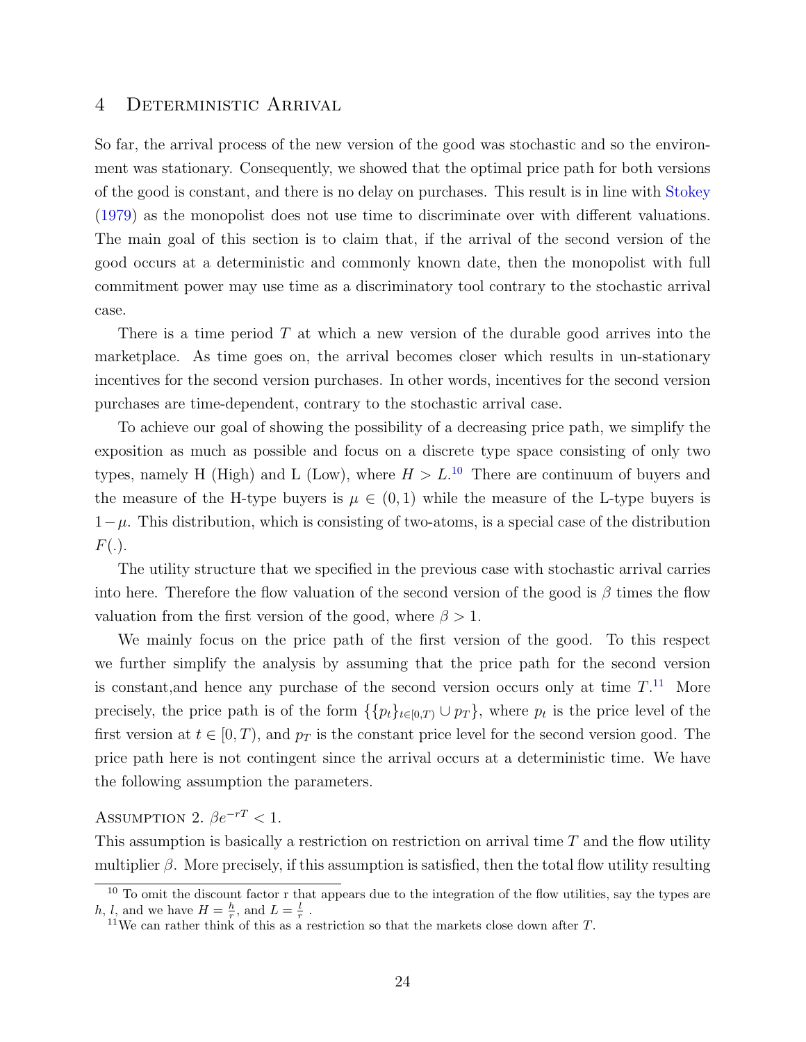# 4 Deterministic Arrival

So far, the arrival process of the new version of the good was stochastic and so the environment was stationary. Consequently, we showed that the optimal price path for both versions of the good is constant, and there is no delay on purchases. This result is in line with Stokey (1979) as the monopolist does not use time to discriminate over with different valuations. The main goal of this section is to claim that, if the arrival of the second version of the good occurs at a deterministic and commonly known date, then the monopolist with full commitment power may use time as a discriminatory tool contrary to the stochastic arrival case.

There is a time period $T$ at which a new version of the durable good arrives into the marketplace. As time goes on, the arrival becomes closer which results in un-stationary incentives for the second version purchases. In other words, incentives for the second version purchases are time-dependent, contrary to the stochastic arrival case.

To achieve our goal of showing the possibility of a decreasing price path, we simplify the exposition as much as possible and focus on a discrete type space consisting of only two types, namely H (High) and L (Low), where $H > L$.[10] There are continuum of buyers and the measure of the H-type buyers is $\mu \in (0, 1)$ while the measure of the L-type buyers is $1-\mu$. This distribution, which is consisting of two-atoms, is a special case of the distribution $F(.)$.

The utility structure that we specified in the previous case with stochastic arrival carries into here. Therefore the flow valuation of the second version of the good is $\beta$ times the flow valuation from the first version of the good, where $\beta > 1$.

We mainly focus on the price path of the first version of the good. To this respect we further simplify the analysis by assuming that the price path for the second version is constant,and hence any purchase of the second version occurs only at time $T$.[11] More precisely, the price path is of the form $\{\{p_t\}_{t\in[0,T)} \cup p_T\}$, where $p_t$ is the price level of the first version at $t \in [0, T)$, and $p_T$ is the constant price level for the second version good. The price path here is not contingent since the arrival occurs at a deterministic time. We have the following assumption the parameters.

Assumption 2. $\beta e^{-rT} < 1$.

This assumption is basically a restriction on restriction on arrival time $T$ and the flow utility multiplier $\beta$. More precisely, if this assumption is satisfied, then the total flow utility resulting

[10] To omit the discount factor r that appears due to the integration of the flow utilities, say the types are $h$, $l$, and we have $H = \frac{h}{r}$, and $L = \frac{l}{r}$ .

[11] We can rather think of this as a restriction so that the markets close down after $T$.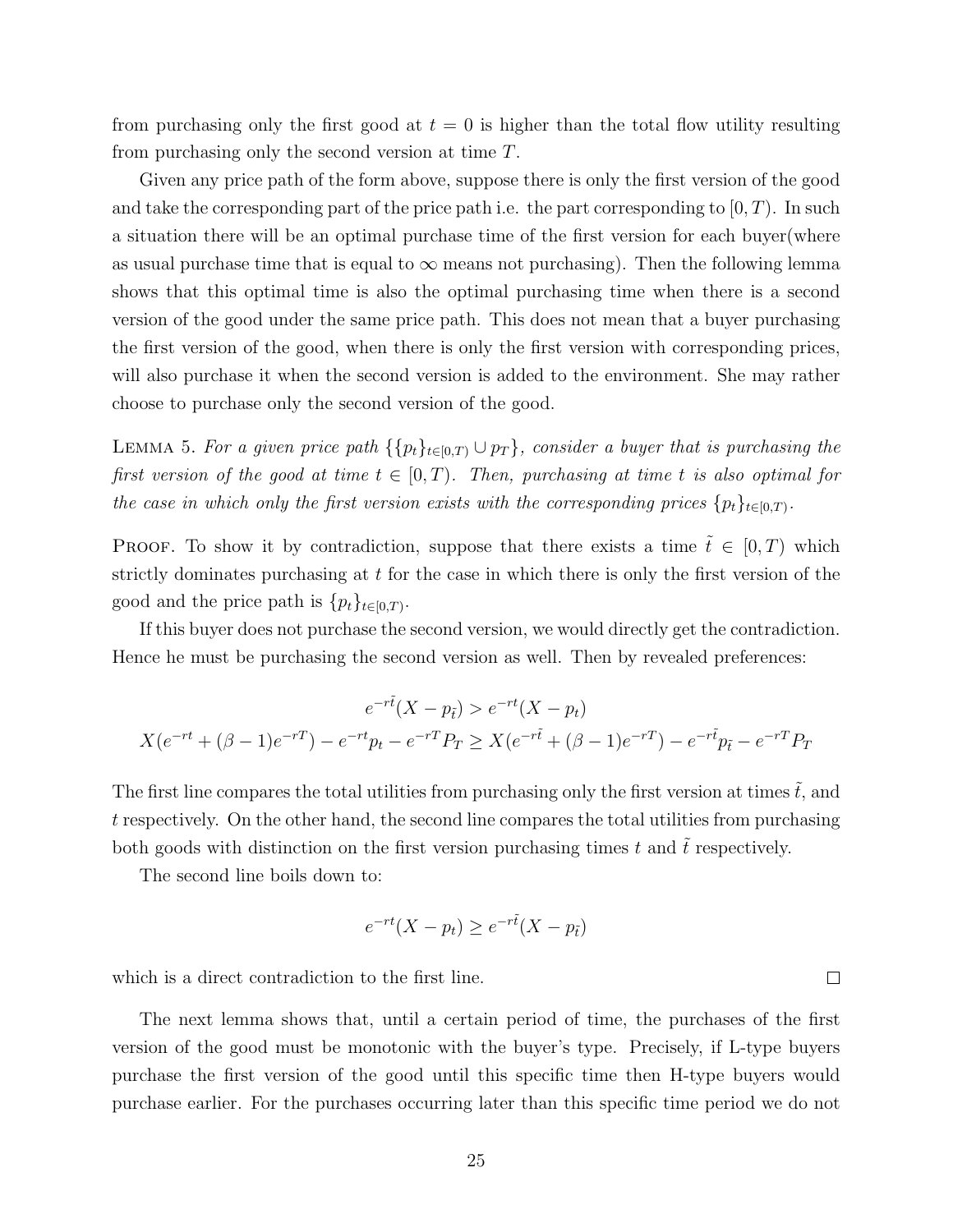from purchasing only the first good at $t = 0$ is higher than the total flow utility resulting from purchasing only the second version at time $T$.

Given any price path of the form above, suppose there is only the first version of the good and take the corresponding part of the price path i.e. the part corresponding to $[0, T)$. In such a situation there will be an optimal purchase time of the first version for each buyer(where as usual purchase time that is equal to $\infty$ means not purchasing). Then the following lemma shows that this optimal time is also the optimal purchasing time when there is a second version of the good under the same price path. This does not mean that a buyer purchasing the first version of the good, when there is only the first version with corresponding prices, will also purchase it when the second version is added to the environment. She may rather choose to purchase only the second version of the good.

Lemma 5. *For a given price path $\{\{p_t\}_{t \in [0,T)} \cup p_T\}$, consider a buyer that is purchasing the first version of the good at time $t \in [0, T)$. Then, purchasing at time $t$ is also optimal for the case in which only the first version exists with the corresponding prices $\{p_t\}_{t \in [0,T)}$.*

Proof. To show it by contradiction, suppose that there exists a time $\tilde{t} \in [0, T)$ which strictly dominates purchasing at $t$ for the case in which there is only the first version of the good and the price path is $\{p_t\}_{t \in [0,T)}$.

If this buyer does not purchase the second version, we would directly get the contradiction. Hence he must be purchasing the second version as well. Then by revealed preferences:

$$e^{-r\tilde{t}}(X - p_{\tilde{t}}) > e^{-rt}(X - p_t)$$

$$X(e^{-rt} + (\beta - 1)e^{-rT}) - e^{-rt}p_t - e^{-rT}P_T \geq X(e^{-r\tilde{t}} + (\beta - 1)e^{-rT}) - e^{-r\tilde{t}}p_{\tilde{t}} - e^{-rT}P_T$$

The first line compares the total utilities from purchasing only the first version at times $\tilde{t}$, and $t$ respectively. On the other hand, the second line compares the total utilities from purchasing both goods with distinction on the first version purchasing times $t$ and $\tilde{t}$ respectively.

The second line boils down to:

$$e^{-rt}(X - p_t) \geq e^{-r\tilde{t}}(X - p_{\tilde{t}})$$

which is a direct contradiction to the first line. □

The next lemma shows that, until a certain period of time, the purchases of the first version of the good must be monotonic with the buyer's type. Precisely, if L-type buyers purchase the first version of the good until this specific time then H-type buyers would purchase earlier. For the purchases occurring later than this specific time period we do not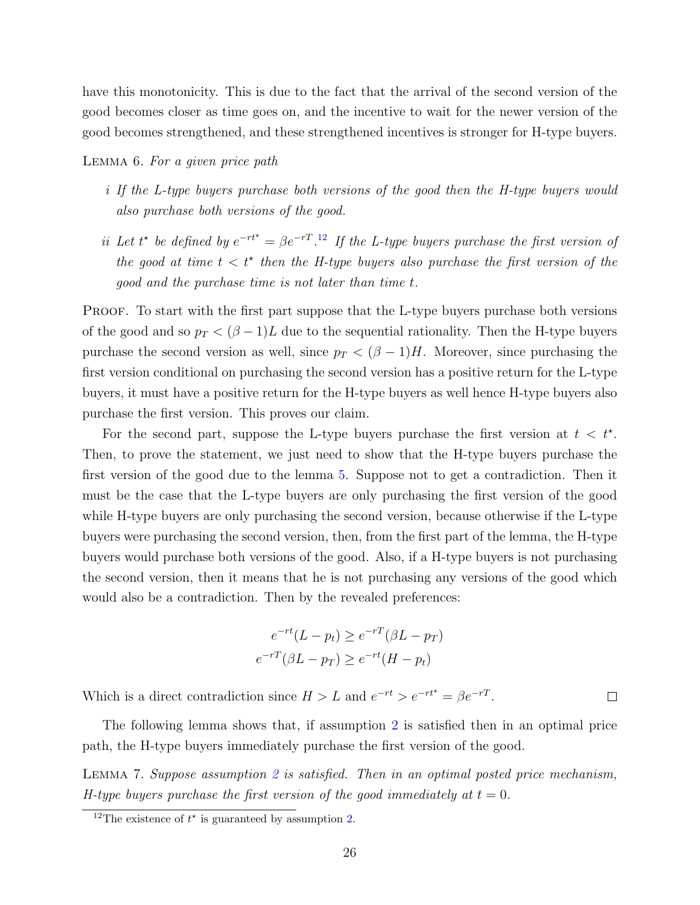have this monotonicity. This is due to the fact that the arrival of the second version of the good becomes closer as time goes on, and the incentive to wait for the newer version of the good becomes strengthened, and these strengthened incentives is stronger for H-type buyers.

LEMMA 6. *For a given price path*

*i If the L-type buyers purchase both versions of the good then the H-type buyers would also purchase both versions of the good.*

*ii Let $t^\star$ be defined by $e^{-rt^\star} = \beta e^{-rT}$.[12] If the L-type buyers purchase the first version of the good at time $t < t^\star$ then the H-type buyers also purchase the first version of the good and the purchase time is not later than time $t$.*

PROOF. To start with the first part suppose that the L-type buyers purchase both versions of the good and so $p_T < (\beta - 1)L$ due to the sequential rationality. Then the H-type buyers purchase the second version as well, since $p_T < (\beta - 1)H$. Moreover, since purchasing the first version conditional on purchasing the second version has a positive return for the L-type buyers, it must have a positive return for the H-type buyers as well hence H-type buyers also purchase the first version. This proves our claim.

For the second part, suppose the L-type buyers purchase the first version at $t < t^\star$. Then, to prove the statement, we just need to show that the H-type buyers purchase the first version of the good due to the lemma 5. Suppose not to get a contradiction. Then it must be the case that the L-type buyers are only purchasing the first version of the good while H-type buyers are only purchasing the second version, because otherwise if the L-type buyers were purchasing the second version, then, from the first part of the lemma, the H-type buyers would purchase both versions of the good. Also, if a H-type buyers is not purchasing the second version, then it means that he is not purchasing any versions of the good which would also be a contradiction. Then by the revealed preferences:

$$e^{-rt}(L - p_t) \geq e^{-rT}(\beta L - p_T)$$
$$e^{-rT}(\beta L - p_T) \geq e^{-rt}(H - p_t)$$

Which is a direct contradiction since $H > L$ and $e^{-rt} > e^{-rt^\star} = \beta e^{-rT}$. □

The following lemma shows that, if assumption 2 is satisfied then in an optimal price path, the H-type buyers immediately purchase the first version of the good.

LEMMA 7. *Suppose assumption 2 is satisfied. Then in an optimal posted price mechanism, H-type buyers purchase the first version of the good immediately at $t = 0$.*

[12] The existence of $t^\star$ is guaranteed by assumption 2.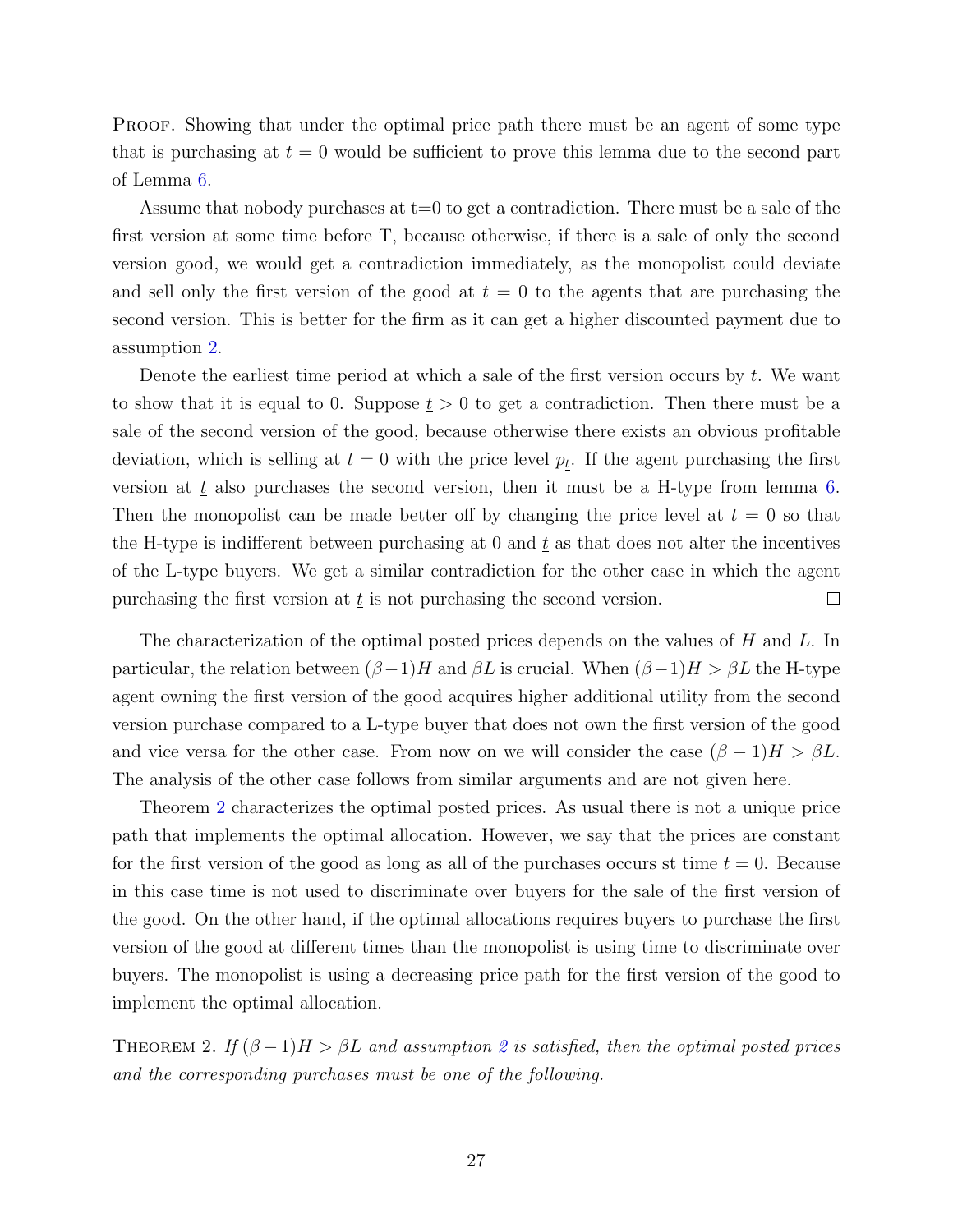Proof. Showing that under the optimal price path there must be an agent of some type that is purchasing at $t = 0$ would be sufficient to prove this lemma due to the second part of Lemma 6.

Assume that nobody purchases at t=0 to get a contradiction. There must be a sale of the first version at some time before T, because otherwise, if there is a sale of only the second version good, we would get a contradiction immediately, as the monopolist could deviate and sell only the first version of the good at $t = 0$ to the agents that are purchasing the second version. This is better for the firm as it can get a higher discounted payment due to assumption 2.

Denote the earliest time period at which a sale of the first version occurs by $\underline{t}$. We want to show that it is equal to 0. Suppose $\underline{t} > 0$ to get a contradiction. Then there must be a sale of the second version of the good, because otherwise there exists an obvious profitable deviation, which is selling at $t = 0$ with the price level $p_{\underline{t}}$. If the agent purchasing the first version at $\underline{t}$ also purchases the second version, then it must be a H-type from lemma 6. Then the monopolist can be made better off by changing the price level at $t = 0$ so that the H-type is indifferent between purchasing at 0 and $\underline{t}$ as that does not alter the incentives of the L-type buyers. We get a similar contradiction for the other case in which the agent purchasing the first version at $\underline{t}$ is not purchasing the second version. □

The characterization of the optimal posted prices depends on the values of $H$ and $L$. In particular, the relation between $(\beta-1)H$ and $\beta L$ is crucial. When $(\beta-1)H > \beta L$ the H-type agent owning the first version of the good acquires higher additional utility from the second version purchase compared to a L-type buyer that does not own the first version of the good and vice versa for the other case. From now on we will consider the case $(\beta - 1)H > \beta L$. The analysis of the other case follows from similar arguments and are not given here.

Theorem 2 characterizes the optimal posted prices. As usual there is not a unique price path that implements the optimal allocation. However, we say that the prices are constant for the first version of the good as long as all of the purchases occurs st time $t = 0$. Because in this case time is not used to discriminate over buyers for the sale of the first version of the good. On the other hand, if the optimal allocations requires buyers to purchase the first version of the good at different times than the monopolist is using time to discriminate over buyers. The monopolist is using a decreasing price path for the first version of the good to implement the optimal allocation.

Theorem 2. *If $(\beta-1)H > \beta L$ and assumption 2 is satisfied, then the optimal posted prices and the corresponding purchases must be one of the following.*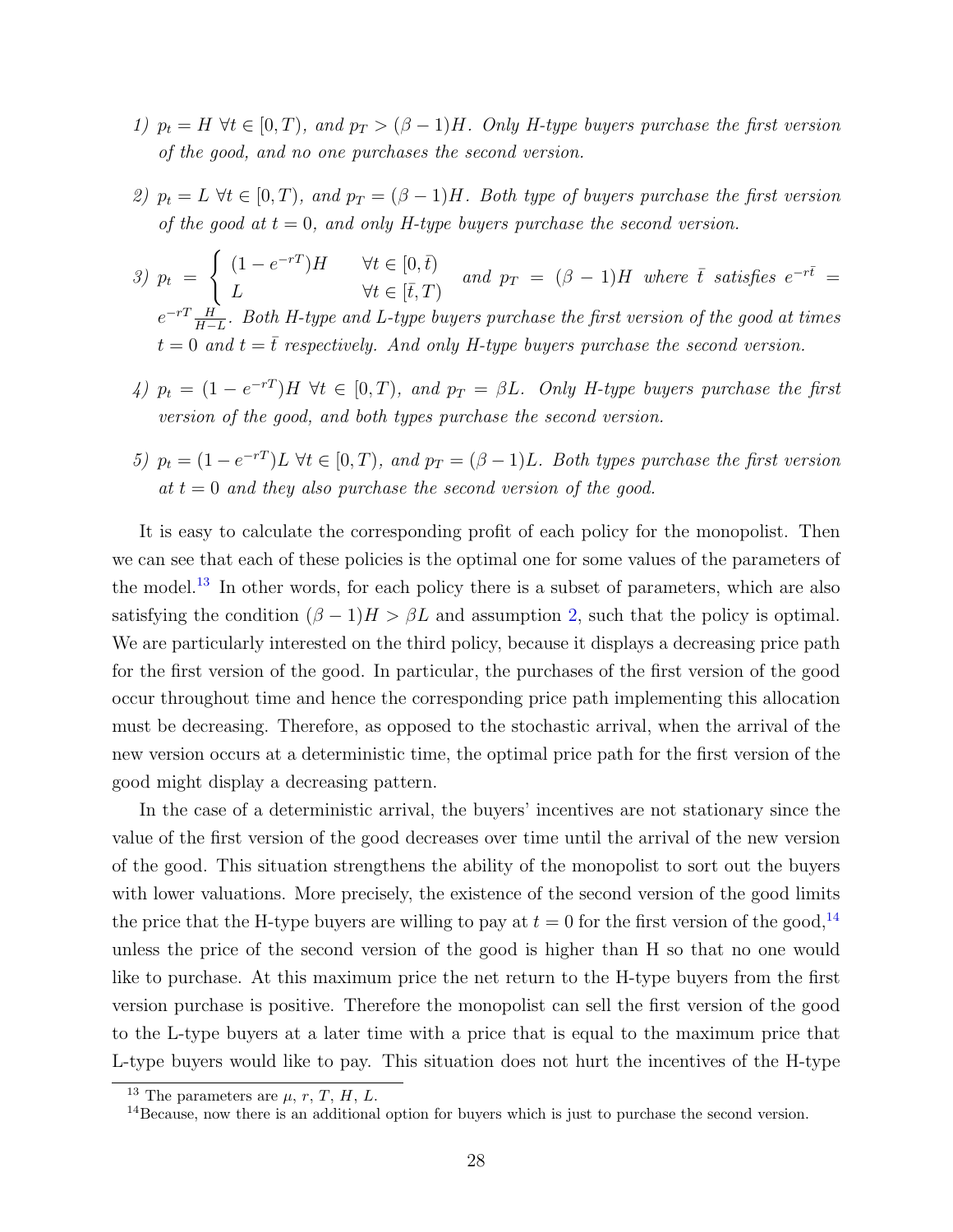1) $p_t = H$ $\forall t \in [0, T)$, and $p_T > (\beta - 1)H$. *Only H-type buyers purchase the first version of the good, and no one purchases the second version.*

2) $p_t = L$ $\forall t \in [0, T)$, and $p_T = (\beta - 1)H$. *Both type of buyers purchase the first version of the good at $t = 0$, and only H-type buyers purchase the second version.*

3) $p_t = \begin{cases} (1 - e^{-rT})H & \forall t \in [0, \bar{t}) \\ L & \forall t \in [\bar{t}, T) \end{cases}$ and $p_T = (\beta - 1)H$ *where $\bar{t}$ satisfies* $e^{-r\bar{t}} = e^{-rT}\frac{H}{H-L}$. *Both H-type and L-type buyers purchase the first version of the good at times $t = 0$ and $t = \bar{t}$ respectively. And only H-type buyers purchase the second version.*

4) $p_t = (1 - e^{-rT})H$ $\forall t \in [0, T)$, and $p_T = \beta L$. *Only H-type buyers purchase the first version of the good, and both types purchase the second version.*

5) $p_t = (1 - e^{-rT})L$ $\forall t \in [0, T)$, and $p_T = (\beta - 1)L$. *Both types purchase the first version at $t = 0$ and they also purchase the second version of the good.*

It is easy to calculate the corresponding profit of each policy for the monopolist. Then we can see that each of these policies is the optimal one for some values of the parameters of the model.[13] In other words, for each policy there is a subset of parameters, which are also satisfying the condition $(\beta - 1)H > \beta L$ and assumption 2, such that the policy is optimal. We are particularly interested on the third policy, because it displays a decreasing price path for the first version of the good. In particular, the purchases of the first version of the good occur throughout time and hence the corresponding price path implementing this allocation must be decreasing. Therefore, as opposed to the stochastic arrival, when the arrival of the new version occurs at a deterministic time, the optimal price path for the first version of the good might display a decreasing pattern.

In the case of a deterministic arrival, the buyers' incentives are not stationary since the value of the first version of the good decreases over time until the arrival of the new version of the good. This situation strengthens the ability of the monopolist to sort out the buyers with lower valuations. More precisely, the existence of the second version of the good limits the price that the H-type buyers are willing to pay at $t = 0$ for the first version of the good,[14] unless the price of the second version of the good is higher than H so that no one would like to purchase. At this maximum price the net return to the H-type buyers from the first version purchase is positive. Therefore the monopolist can sell the first version of the good to the L-type buyers at a later time with a price that is equal to the maximum price that L-type buyers would like to pay. This situation does not hurt the incentives of the H-type

[13] The parameters are $\mu$, $r$, $T$, $H$, $L$.

[14] Because, now there is an additional option for buyers which is just to purchase the second version.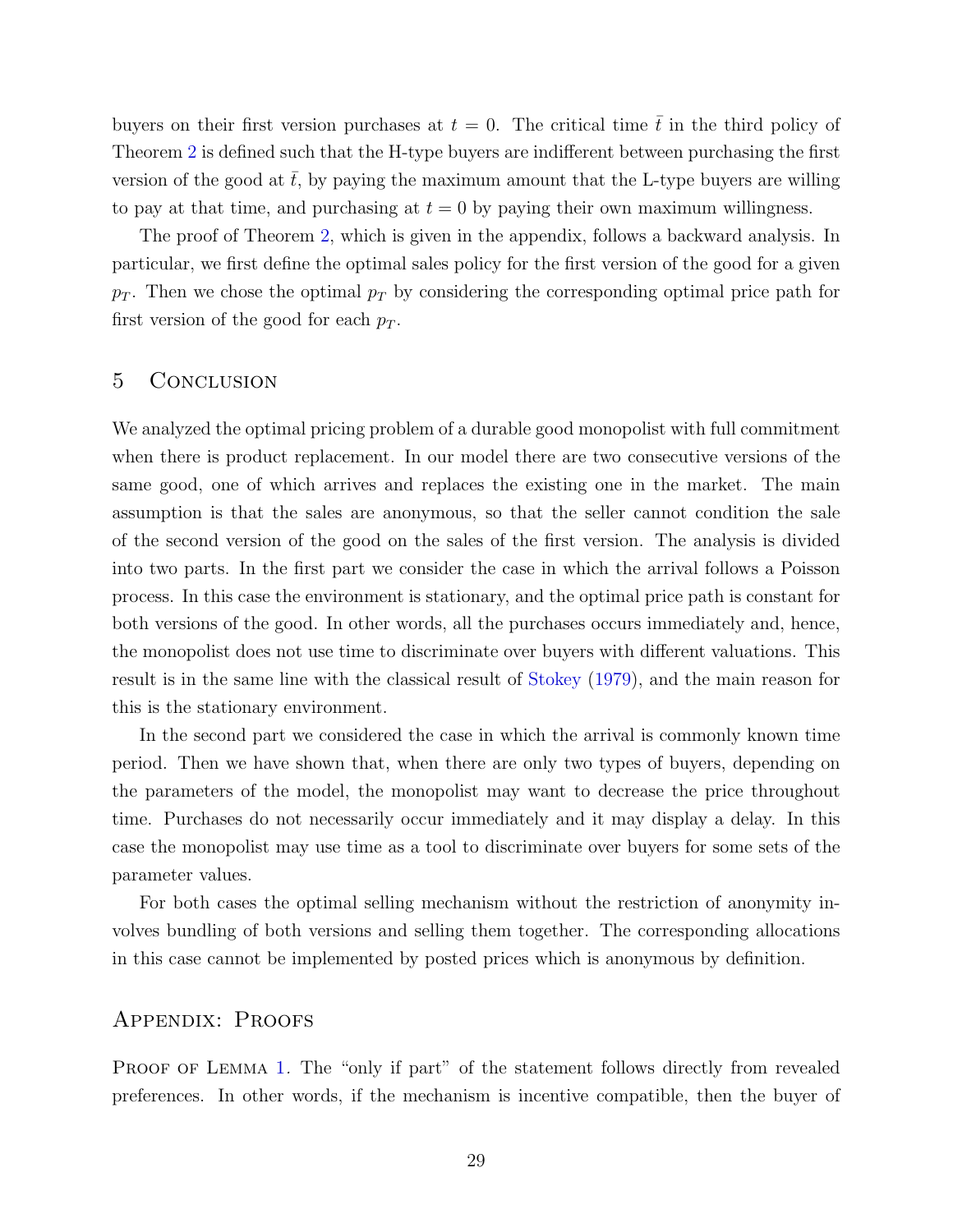buyers on their first version purchases at $t = 0$. The critical time $\bar{t}$ in the third policy of Theorem 2 is defined such that the H-type buyers are indifferent between purchasing the first version of the good at $\bar{t}$, by paying the maximum amount that the L-type buyers are willing to pay at that time, and purchasing at $t = 0$ by paying their own maximum willingness.

The proof of Theorem 2, which is given in the appendix, follows a backward analysis. In particular, we first define the optimal sales policy for the first version of the good for a given $p_T$. Then we chose the optimal $p_T$ by considering the corresponding optimal price path for first version of the good for each $p_T$.

## 5 Conclusion

We analyzed the optimal pricing problem of a durable good monopolist with full commitment when there is product replacement. In our model there are two consecutive versions of the same good, one of which arrives and replaces the existing one in the market. The main assumption is that the sales are anonymous, so that the seller cannot condition the sale of the second version of the good on the sales of the first version. The analysis is divided into two parts. In the first part we consider the case in which the arrival follows a Poisson process. In this case the environment is stationary, and the optimal price path is constant for both versions of the good. In other words, all the purchases occurs immediately and, hence, the monopolist does not use time to discriminate over buyers with different valuations. This result is in the same line with the classical result of Stokey (1979), and the main reason for this is the stationary environment.

In the second part we considered the case in which the arrival is commonly known time period. Then we have shown that, when there are only two types of buyers, depending on the parameters of the model, the monopolist may want to decrease the price throughout time. Purchases do not necessarily occur immediately and it may display a delay. In this case the monopolist may use time as a tool to discriminate over buyers for some sets of the parameter values.

For both cases the optimal selling mechanism without the restriction of anonymity involves bundling of both versions and selling them together. The corresponding allocations in this case cannot be implemented by posted prices which is anonymous by definition.

## Appendix: Proofs

Proof of Lemma 1. The "only if part" of the statement follows directly from revealed preferences. In other words, if the mechanism is incentive compatible, then the buyer of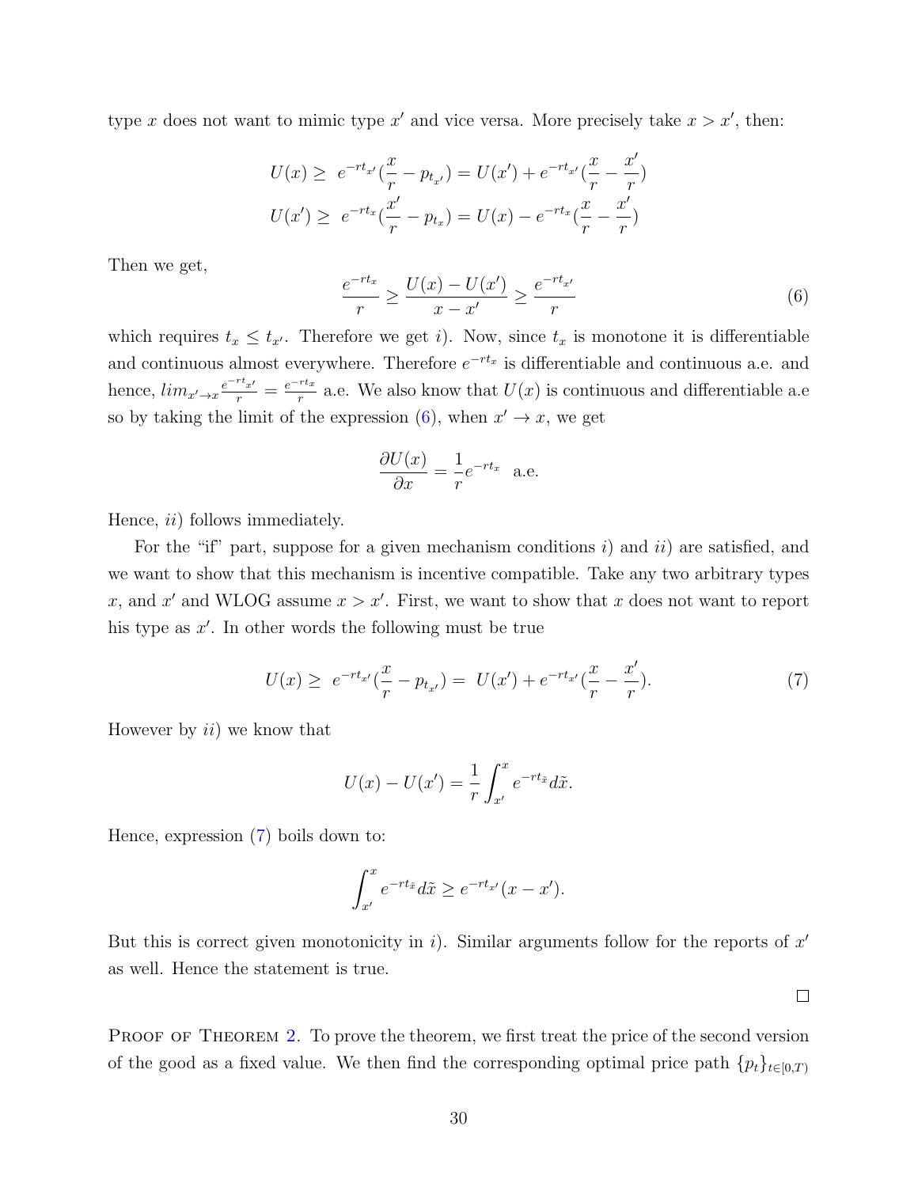type $x$ does not want to mimic type $x'$ and vice versa. More precisely take $x > x'$, then:

$$
\begin{aligned}
U(x) \geq\ & e^{-rt_{x'}}(\frac{x}{r} - p_{t_{x'}}) = U(x') + e^{-rt_{x'}}(\frac{x}{r} - \frac{x'}{r}) \\
U(x') \geq\ & e^{-rt_{x}}(\frac{x'}{r} - p_{t_{x}}) = U(x) - e^{-rt_{x}}(\frac{x}{r} - \frac{x'}{r})
\end{aligned}
$$

Then we get,

$$
\frac{e^{-rt_x}}{r} \geq \frac{U(x) - U(x')}{x - x'} \geq \frac{e^{-rt_{x'}}}{r} \tag{6}
$$

which requires $t_x \leq t_{x'}$. Therefore we get $i$). Now, since $t_x$ is monotone it is differentiable and continuous almost everywhere. Therefore $e^{-rt_x}$ is differentiable and continuous a.e. and hence, $lim_{x' \to x} \frac{e^{-rt_{x'}}}{r} = \frac{e^{-rt_x}}{r}$ a.e. We also know that $U(x)$ is continuous and differentiable a.e so by taking the limit of the expression (6), when $x' \to x$, we get

$$
\frac{\partial U(x)}{\partial x} = \frac{1}{r} e^{-rt_x} \quad \text{a.e.}
$$

Hence, $ii$) follows immediately.

For the "if" part, suppose for a given mechanism conditions $i$) and $ii$) are satisfied, and we want to show that this mechanism is incentive compatible. Take any two arbitrary types $x$, and $x'$ and WLOG assume $x > x'$. First, we want to show that $x$ does not want to report his type as $x'$. In other words the following must be true

$$
U(x) \geq\ e^{-rt_{x'}}(\frac{x}{r} - p_{t_{x'}}) =\ U(x') + e^{-rt_{x'}}(\frac{x}{r} - \frac{x'}{r}). \tag{7}
$$

However by $ii$) we know that

$$
U(x) - U(x') = \frac{1}{r} \int_{x'}^{x} e^{-rt_{\tilde{x}}} d\tilde{x}.
$$

Hence, expression (7) boils down to:

$$
\int_{x'}^{x} e^{-rt_{\tilde{x}}} d\tilde{x} \geq e^{-rt_{x'}}(x - x').
$$

But this is correct given monotonicity in $i$). Similar arguments follow for the reports of $x'$ as well. Hence the statement is true.

□

Proof of Theorem 2. To prove the theorem, we first treat the price of the second version of the good as a fixed value. We then find the corresponding optimal price path $\{p_t\}_{t \in [0,T)}$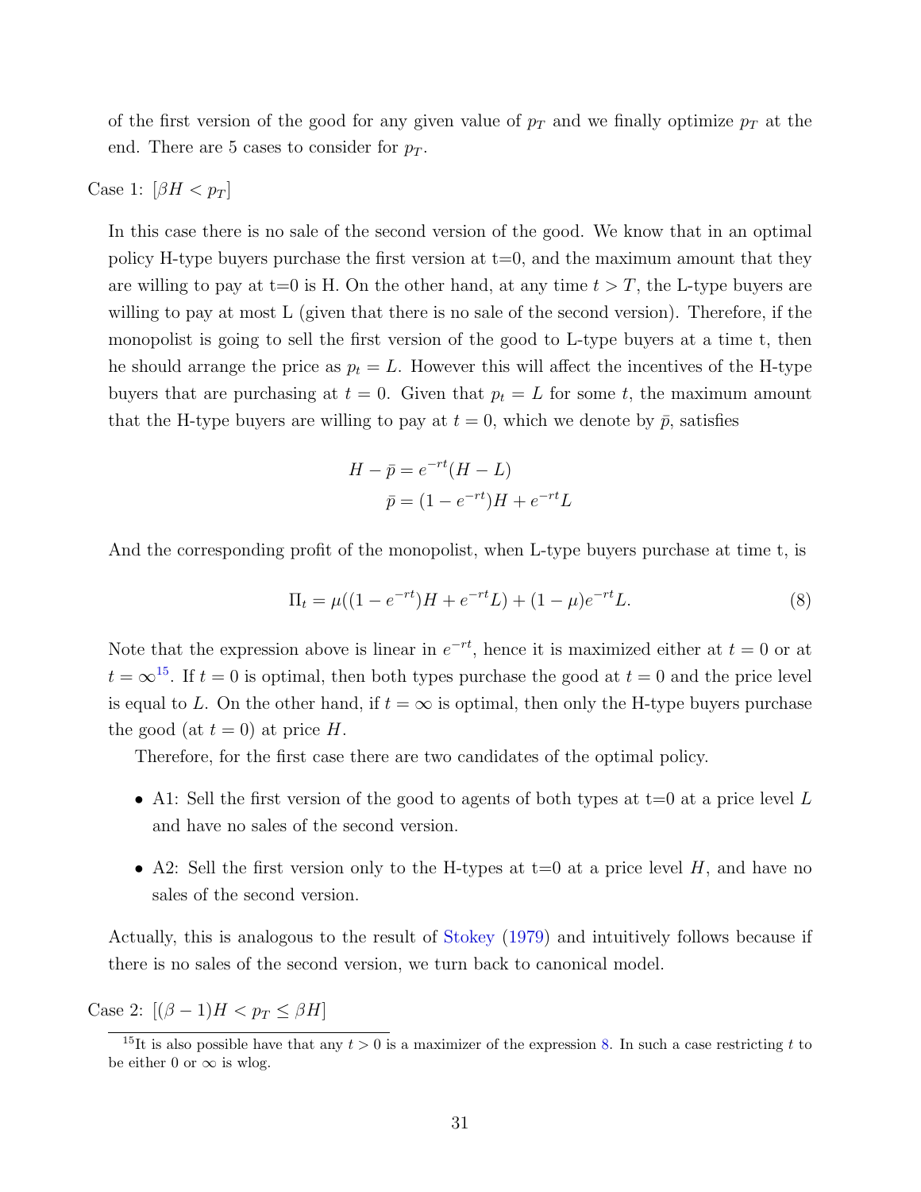of the first version of the good for any given value of $p_T$ and we finally optimize $p_T$ at the end. There are 5 cases to consider for $p_T$.

Case 1: $[\beta H < p_T]$

In this case there is no sale of the second version of the good. We know that in an optimal policy H-type buyers purchase the first version at t=0, and the maximum amount that they are willing to pay at t=0 is H. On the other hand, at any time $t > T$, the L-type buyers are willing to pay at most L (given that there is no sale of the second version). Therefore, if the monopolist is going to sell the first version of the good to L-type buyers at a time t, then he should arrange the price as $p_t = L$. However this will affect the incentives of the H-type buyers that are purchasing at $t = 0$. Given that $p_t = L$ for some $t$, the maximum amount that the H-type buyers are willing to pay at $t = 0$, which we denote by $\bar{p}$, satisfies

$$H - \bar{p} = e^{-rt}(H - L)$$
$$\bar{p} = (1 - e^{-rt})H + e^{-rt}L$$

And the corresponding profit of the monopolist, when L-type buyers purchase at time t, is

$$\Pi_t = \mu((1 - e^{-rt})H + e^{-rt}L) + (1 - \mu)e^{-rt}L. \tag{8}$$

Note that the expression above is linear in $e^{-rt}$, hence it is maximized either at $t = 0$ or at $t = \infty$[15]. If $t = 0$ is optimal, then both types purchase the good at $t = 0$ and the price level is equal to $L$. On the other hand, if $t = \infty$ is optimal, then only the H-type buyers purchase the good (at $t = 0$) at price $H$.

Therefore, for the first case there are two candidates of the optimal policy.

- A1: Sell the first version of the good to agents of both types at t=0 at a price level $L$ and have no sales of the second version.
- A2: Sell the first version only to the H-types at t=0 at a price level $H$, and have no sales of the second version.

Actually, this is analogous to the result of Stokey (1979) and intuitively follows because if there is no sales of the second version, we turn back to canonical model.

Case 2: $[(\beta - 1)H < p_T \leq \beta H]$

[15] It is also possible have that any $t > 0$ is a maximizer of the expression 8. In such a case restricting $t$ to be either 0 or $\infty$ is wlog.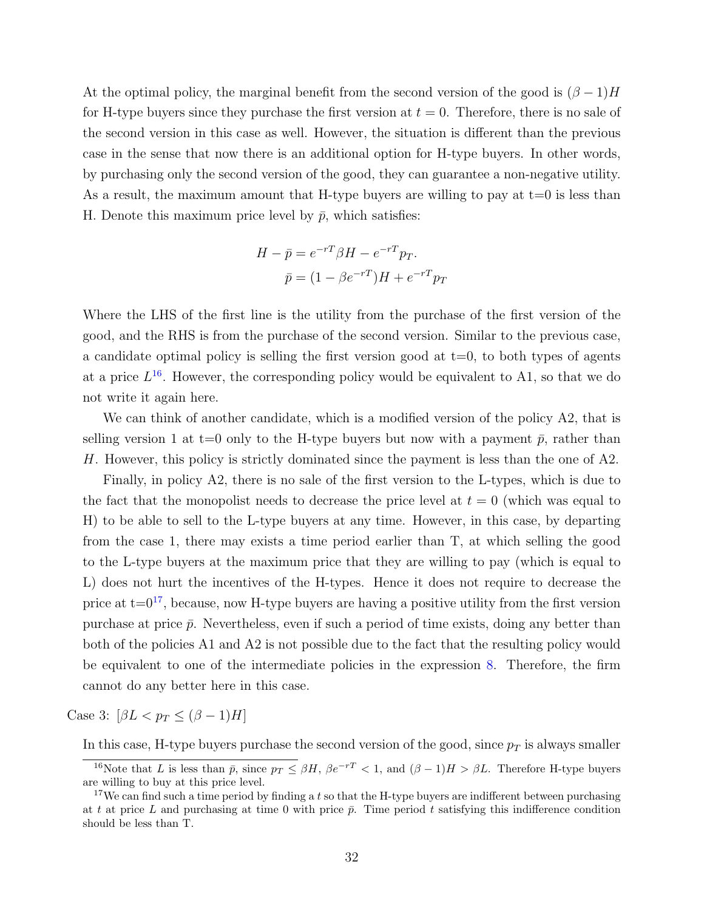At the optimal policy, the marginal benefit from the second version of the good is $(\beta - 1)H$ for H-type buyers since they purchase the first version at $t = 0$. Therefore, there is no sale of the second version in this case as well. However, the situation is different than the previous case in the sense that now there is an additional option for H-type buyers. In other words, by purchasing only the second version of the good, they can guarantee a non-negative utility. As a result, the maximum amount that H-type buyers are willing to pay at t=0 is less than H. Denote this maximum price level by $\bar{p}$, which satisfies:

$$
\begin{aligned}
H - \bar{p} &= e^{-rT}\beta H - e^{-rT}p_T. \\
\bar{p} &= (1 - \beta e^{-rT})H + e^{-rT}p_T
\end{aligned}
$$

Where the LHS of the first line is the utility from the purchase of the first version of the good, and the RHS is from the purchase of the second version. Similar to the previous case, a candidate optimal policy is selling the first version good at t=0, to both types of agents at a price $L$[16]. However, the corresponding policy would be equivalent to A1, so that we do not write it again here.

We can think of another candidate, which is a modified version of the policy A2, that is selling version 1 at t=0 only to the H-type buyers but now with a payment $\bar{p}$, rather than $H$. However, this policy is strictly dominated since the payment is less than the one of A2.

Finally, in policy A2, there is no sale of the first version to the L-types, which is due to the fact that the monopolist needs to decrease the price level at $t = 0$ (which was equal to H) to be able to sell to the L-type buyers at any time. However, in this case, by departing from the case 1, there may exists a time period earlier than T, at which selling the good to the L-type buyers at the maximum price that they are willing to pay (which is equal to L) does not hurt the incentives of the H-types. Hence it does not require to decrease the price at t=0[17], because, now H-type buyers are having a positive utility from the first version purchase at price $\bar{p}$. Nevertheless, even if such a period of time exists, doing any better than both of the policies A1 and A2 is not possible due to the fact that the resulting policy would be equivalent to one of the intermediate policies in the expression 8. Therefore, the firm cannot do any better here in this case.

Case 3: $[\beta L < p_T \leq (\beta - 1)H]$

In this case, H-type buyers purchase the second version of the good, since $p_T$ is always smaller

[16] Note that $L$ is less than $\bar{p}$, since $p_T \leq \beta H$, $\beta e^{-rT} < 1$, and $(\beta - 1)H > \beta L$. Therefore H-type buyers are willing to buy at this price level.

[17] We can find such a time period by finding a $t$ so that the H-type buyers are indifferent between purchasing at $t$ at price $L$ and purchasing at time 0 with price $\bar{p}$. Time period $t$ satisfying this indifference condition should be less than T.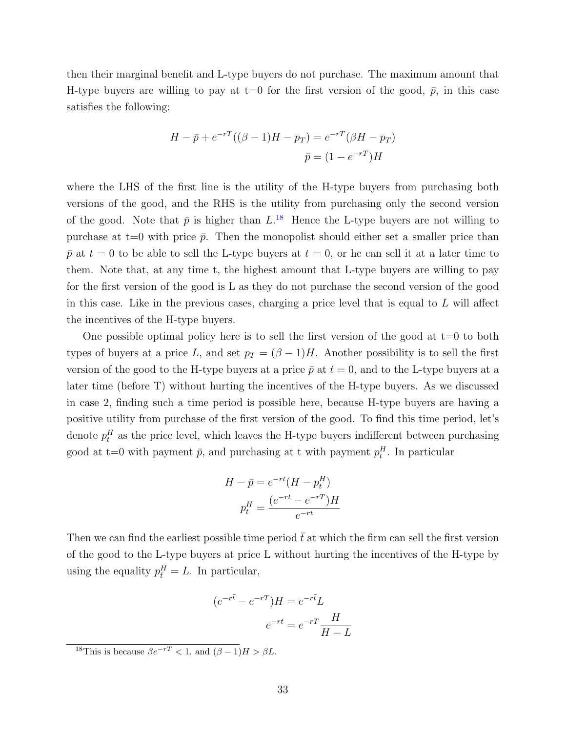then their marginal benefit and L-type buyers do not purchase. The maximum amount that H-type buyers are willing to pay at t=0 for the first version of the good, $\bar{p}$, in this case satisfies the following:

$$
\begin{aligned}
H - \bar{p} + e^{-rT}((\beta - 1)H - p_T) &= e^{-rT}(\beta H - p_T) \\
\bar{p} &= (1 - e^{-rT})H
\end{aligned}
$$

where the LHS of the first line is the utility of the H-type buyers from purchasing both versions of the good, and the RHS is the utility from purchasing only the second version of the good. Note that $\bar{p}$ is higher than $L$.[18] Hence the L-type buyers are not willing to purchase at t=0 with price $\bar{p}$. Then the monopolist should either set a smaller price than $\bar{p}$ at $t = 0$ to be able to sell the L-type buyers at $t = 0$, or he can sell it at a later time to them. Note that, at any time t, the highest amount that L-type buyers are willing to pay for the first version of the good is L as they do not purchase the second version of the good in this case. Like in the previous cases, charging a price level that is equal to $L$ will affect the incentives of the H-type buyers.

One possible optimal policy here is to sell the first version of the good at t=0 to both types of buyers at a price $L$, and set $p_T = (\beta - 1)H$. Another possibility is to sell the first version of the good to the H-type buyers at a price $\bar{p}$ at $t = 0$, and to the L-type buyers at a later time (before T) without hurting the incentives of the H-type buyers. As we discussed in case 2, finding such a time period is possible here, because H-type buyers are having a positive utility from purchase of the first version of the good. To find this time period, let's denote $p_t^H$ as the price level, which leaves the H-type buyers indifferent between purchasing good at t=0 with payment $\bar{p}$, and purchasing at t with payment $p_t^H$. In particular

$$
\begin{aligned}
H - \bar{p} &= e^{-rt}(H - p_t^H) \\
p_t^H &= \frac{(e^{-rt} - e^{-rT})H}{e^{-rt}}
\end{aligned}
$$

Then we can find the earliest possible time period $\bar{t}$ at which the firm can sell the first version of the good to the L-type buyers at price L without hurting the incentives of the H-type by using the equality $p_{\bar{t}}^H = L$. In particular,

$$
\begin{aligned}
(e^{-r\bar{t}} - e^{-rT})H &= e^{-r\bar{t}}L \\
e^{-r\bar{t}} &= e^{-rT}\frac{H}{H - L}
\end{aligned}
$$

[18] This is because $\beta e^{-rT} < 1$, and $(\beta - 1)H > \beta L$.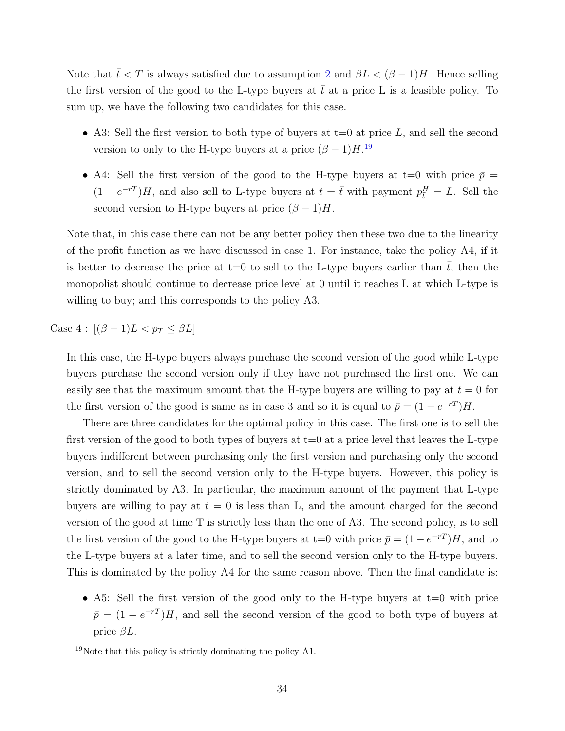Note that $\bar{t} < T$ is always satisfied due to assumption 2 and $\beta L < (\beta - 1)H$. Hence selling the first version of the good to the L-type buyers at $\bar{t}$ at a price L is a feasible policy. To sum up, we have the following two candidates for this case.

- A3: Sell the first version to both type of buyers at t=0 at price $L$, and sell the second version to only to the H-type buyers at a price $(\beta - 1)H$.[19]
- A4: Sell the first version of the good to the H-type buyers at t=0 with price $\bar{p} = (1 - e^{-rT})H$, and also sell to L-type buyers at $t = \bar{t}$ with payment $p^H_{\bar{t}} = L$. Sell the second version to H-type buyers at price $(\beta - 1)H$.

Note that, in this case there can not be any better policy then these two due to the linearity of the profit function as we have discussed in case 1. For instance, take the policy A4, if it is better to decrease the price at t=0 to sell to the L-type buyers earlier than $\bar{t}$, then the monopolist should continue to decrease price level at 0 until it reaches L at which L-type is willing to buy; and this corresponds to the policy A3.

Case 4 : $[(\beta - 1)L < p_T \leq \beta L]$

In this case, the H-type buyers always purchase the second version of the good while L-type buyers purchase the second version only if they have not purchased the first one. We can easily see that the maximum amount that the H-type buyers are willing to pay at $t = 0$ for the first version of the good is same as in case 3 and so it is equal to $\bar{p} = (1 - e^{-rT})H$.

There are three candidates for the optimal policy in this case. The first one is to sell the first version of the good to both types of buyers at t=0 at a price level that leaves the L-type buyers indifferent between purchasing only the first version and purchasing only the second version, and to sell the second version only to the H-type buyers. However, this policy is strictly dominated by A3. In particular, the maximum amount of the payment that L-type buyers are willing to pay at $t = 0$ is less than L, and the amount charged for the second version of the good at time T is strictly less than the one of A3. The second policy, is to sell the first version of the good to the H-type buyers at t=0 with price $\bar{p} = (1 - e^{-rT})H$, and to the L-type buyers at a later time, and to sell the second version only to the H-type buyers. This is dominated by the policy A4 for the same reason above. Then the final candidate is:

- A5: Sell the first version of the good only to the H-type buyers at t=0 with price $\bar{p} = (1 - e^{-rT})H$, and sell the second version of the good to both type of buyers at price $\beta L$.

[19] Note that this policy is strictly dominating the policy A1.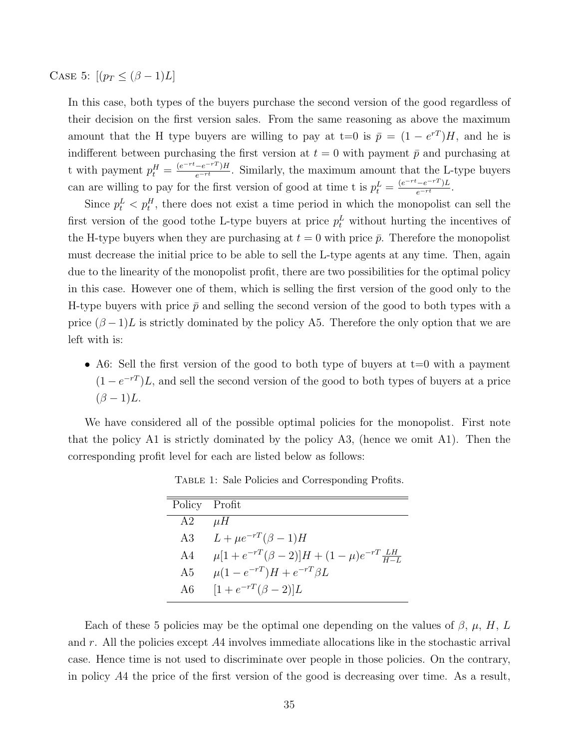Case 5: $[(p_T \leq (\beta - 1)L]$

In this case, both types of the buyers purchase the second version of the good regardless of their decision on the first version sales. From the same reasoning as above the maximum amount that the H type buyers are willing to pay at t=0 is $\bar{p} = (1 - e^{rT})H$, and he is indifferent between purchasing the first version at $t = 0$ with payment $\bar{p}$ and purchasing at t with payment $p_t^H = \frac{(e^{-rt} - e^{-rT})H}{e^{-rt}}$. Similarly, the maximum amount that the L-type buyers can are willing to pay for the first version of good at time t is $p_t^L = \frac{(e^{-rt} - e^{-rT})L}{e^{-rt}}$.

Since $p_t^L < p_t^H$, there does not exist a time period in which the monopolist can sell the first version of the good tothe L-type buyers at price $p_t^L$ without hurting the incentives of the H-type buyers when they are purchasing at $t = 0$ with price $\bar{p}$. Therefore the monopolist must decrease the initial price to be able to sell the L-type agents at any time. Then, again due to the linearity of the monopolist profit, there are two possibilities for the optimal policy in this case. However one of them, which is selling the first version of the good only to the H-type buyers with price $\bar{p}$ and selling the second version of the good to both types with a price $(\beta - 1)L$ is strictly dominated by the policy A5. Therefore the only option that we are left with is:

- A6: Sell the first version of the good to both type of buyers at t=0 with a payment $(1 - e^{-rT})L$, and sell the second version of the good to both types of buyers at a price $(\beta - 1)L$.

We have considered all of the possible optimal policies for the monopolist. First note that the policy A1 is strictly dominated by the policy A3, (hence we omit A1). Then the corresponding profit level for each are listed below as follows:

Table 1: Sale Policies and Corresponding Profits.

| Policy | Profit |
|---|---|
| A2 | $\mu H$ |
| A3 | $L + \mu e^{-rT}(\beta - 1)H$ |
| A4 | $\mu[1 + e^{-rT}(\beta - 2)]H + (1 - \mu)e^{-rT}\frac{LH}{H-L}$ |
| A5 | $\mu(1 - e^{-rT})H + e^{-rT}\beta L$ |
| A6 | $[1 + e^{-rT}(\beta - 2)]L$ |

Each of these 5 policies may be the optimal one depending on the values of $\beta$, $\mu$, $H$, $L$ and $r$. All the policies except $A4$ involves immediate allocations like in the stochastic arrival case. Hence time is not used to discriminate over people in those policies. On the contrary, in policy $A4$ the price of the first version of the good is decreasing over time. As a result,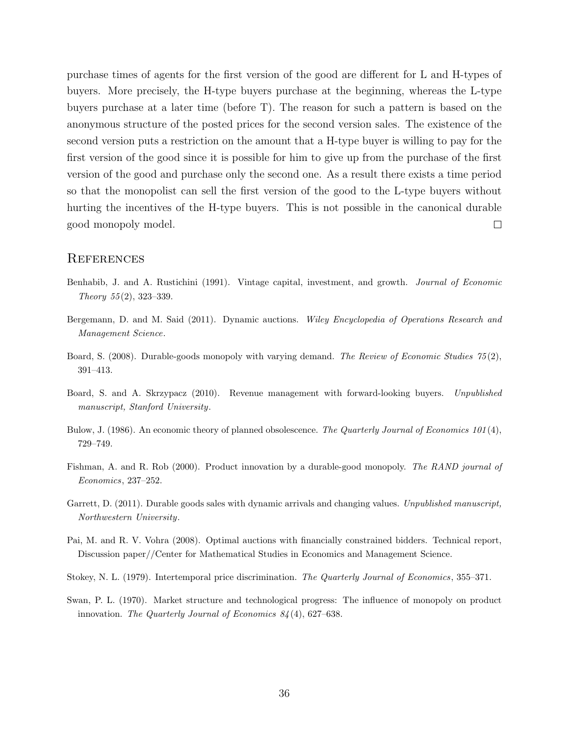purchase times of agents for the first version of the good are different for L and H-types of buyers. More precisely, the H-type buyers purchase at the beginning, whereas the L-type buyers purchase at a later time (before T). The reason for such a pattern is based on the anonymous structure of the posted prices for the second version sales. The existence of the second version puts a restriction on the amount that a H-type buyer is willing to pay for the first version of the good since it is possible for him to give up from the purchase of the first version of the good and purchase only the second one. As a result there exists a time period so that the monopolist can sell the first version of the good to the L-type buyers without hurting the incentives of the H-type buyers. This is not possible in the canonical durable good monopoly model. □

## References

Benhabib, J. and A. Rustichini (1991). Vintage capital, investment, and growth. *Journal of Economic Theory 55*(2), 323–339.

Bergemann, D. and M. Said (2011). Dynamic auctions. *Wiley Encyclopedia of Operations Research and Management Science*.

Board, S. (2008). Durable-goods monopoly with varying demand. *The Review of Economic Studies 75*(2), 391–413.

Board, S. and A. Skrzypacz (2010). Revenue management with forward-looking buyers. *Unpublished manuscript, Stanford University*.

Bulow, J. (1986). An economic theory of planned obsolescence. *The Quarterly Journal of Economics 101*(4), 729–749.

Fishman, A. and R. Rob (2000). Product innovation by a durable-good monopoly. *The RAND journal of Economics*, 237–252.

Garrett, D. (2011). Durable goods sales with dynamic arrivals and changing values. *Unpublished manuscript, Northwestern University*.

Pai, M. and R. V. Vohra (2008). Optimal auctions with financially constrained bidders. Technical report, Discussion paper//Center for Mathematical Studies in Economics and Management Science.

Stokey, N. L. (1979). Intertemporal price discrimination. *The Quarterly Journal of Economics*, 355–371.

Swan, P. L. (1970). Market structure and technological progress: The influence of monopoly on product innovation. *The Quarterly Journal of Economics 84*(4), 627–638.